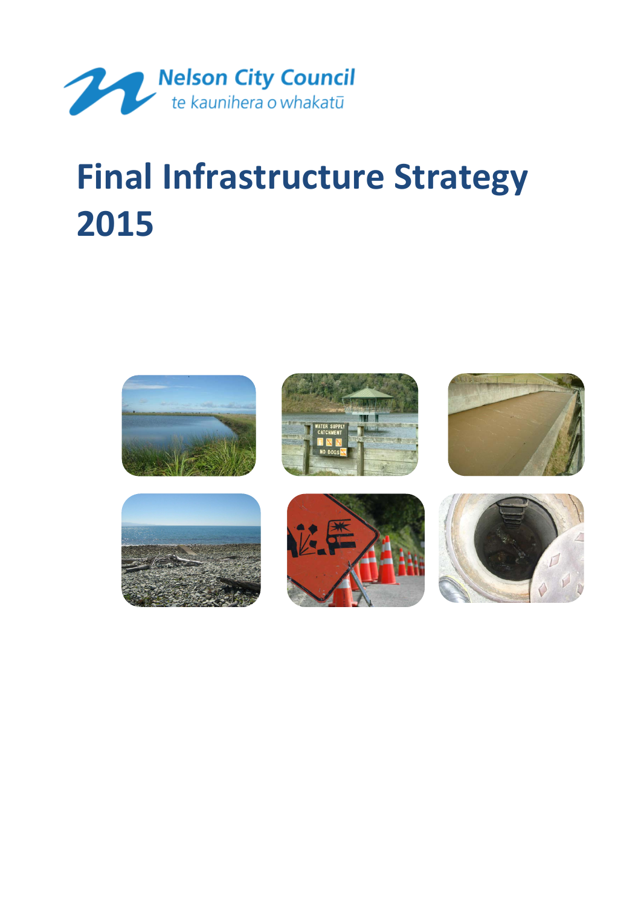Nelson City Council
te kaunihera o whakatū

# Final Infrastructure Strategy 2015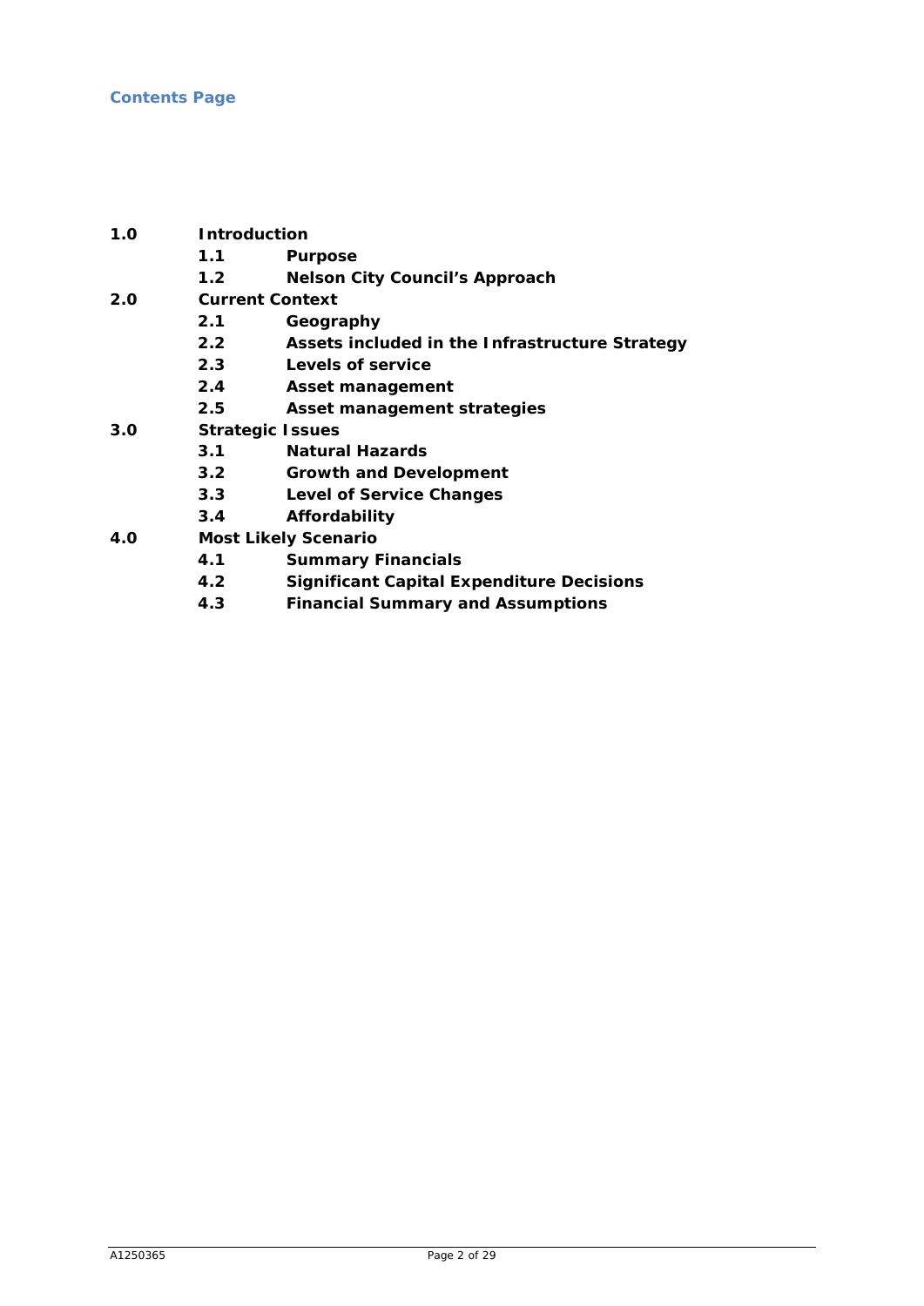## Contents Page

**1.0 Introduction**

- **1.1 Purpose**
- **1.2 Nelson City Council's Approach**

**2.0 Current Context**

- **2.1 Geography**
- **2.2 Assets included in the Infrastructure Strategy**
- **2.3 Levels of service**
- **2.4 Asset management**
- **2.5 Asset management strategies**

**3.0 Strategic Issues**

- **3.1 Natural Hazards**
- **3.2 Growth and Development**
- **3.3 Level of Service Changes**
- **3.4 Affordability**

**4.0 Most Likely Scenario**

- **4.1 Summary Financials**
- **4.2 Significant Capital Expenditure Decisions**
- **4.3 Financial Summary and Assumptions**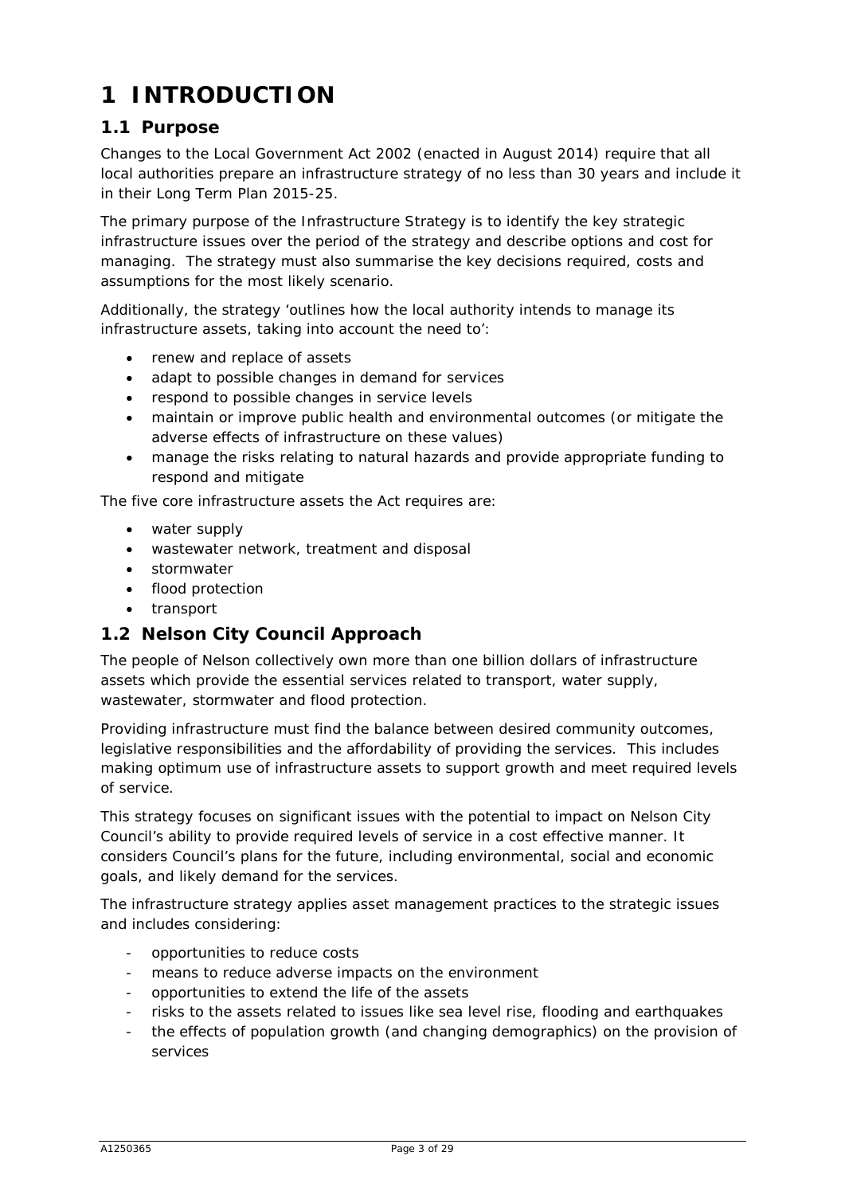# 1 INTRODUCTION

## 1.1 Purpose

Changes to the Local Government Act 2002 (enacted in August 2014) require that all local authorities prepare an infrastructure strategy of no less than 30 years and include it in their Long Term Plan 2015-25.

The primary purpose of the Infrastructure Strategy is to identify the key strategic infrastructure issues over the period of the strategy and describe options and cost for managing. The strategy must also summarise the key decisions required, costs and assumptions for the most likely scenario.

Additionally, the strategy 'outlines how the local authority intends to manage its infrastructure assets, taking into account the need to':

- renew and replace of assets
- adapt to possible changes in demand for services
- respond to possible changes in service levels
- maintain or improve public health and environmental outcomes (or mitigate the adverse effects of infrastructure on these values)
- manage the risks relating to natural hazards and provide appropriate funding to respond and mitigate

The five core infrastructure assets the Act requires are:

- water supply
- wastewater network, treatment and disposal
- stormwater
- flood protection
- transport

## 1.2 Nelson City Council Approach

The people of Nelson collectively own more than one billion dollars of infrastructure assets which provide the essential services related to transport, water supply, wastewater, stormwater and flood protection.

Providing infrastructure must find the balance between desired community outcomes, legislative responsibilities and the affordability of providing the services. This includes making optimum use of infrastructure assets to support growth and meet required levels of service.

This strategy focuses on significant issues with the potential to impact on Nelson City Council's ability to provide required levels of service in a cost effective manner. It considers Council's plans for the future, including environmental, social and economic goals, and likely demand for the services.

The infrastructure strategy applies asset management practices to the strategic issues and includes considering:

- opportunities to reduce costs
- means to reduce adverse impacts on the environment
- opportunities to extend the life of the assets
- risks to the assets related to issues like sea level rise, flooding and earthquakes
- the effects of population growth (and changing demographics) on the provision of services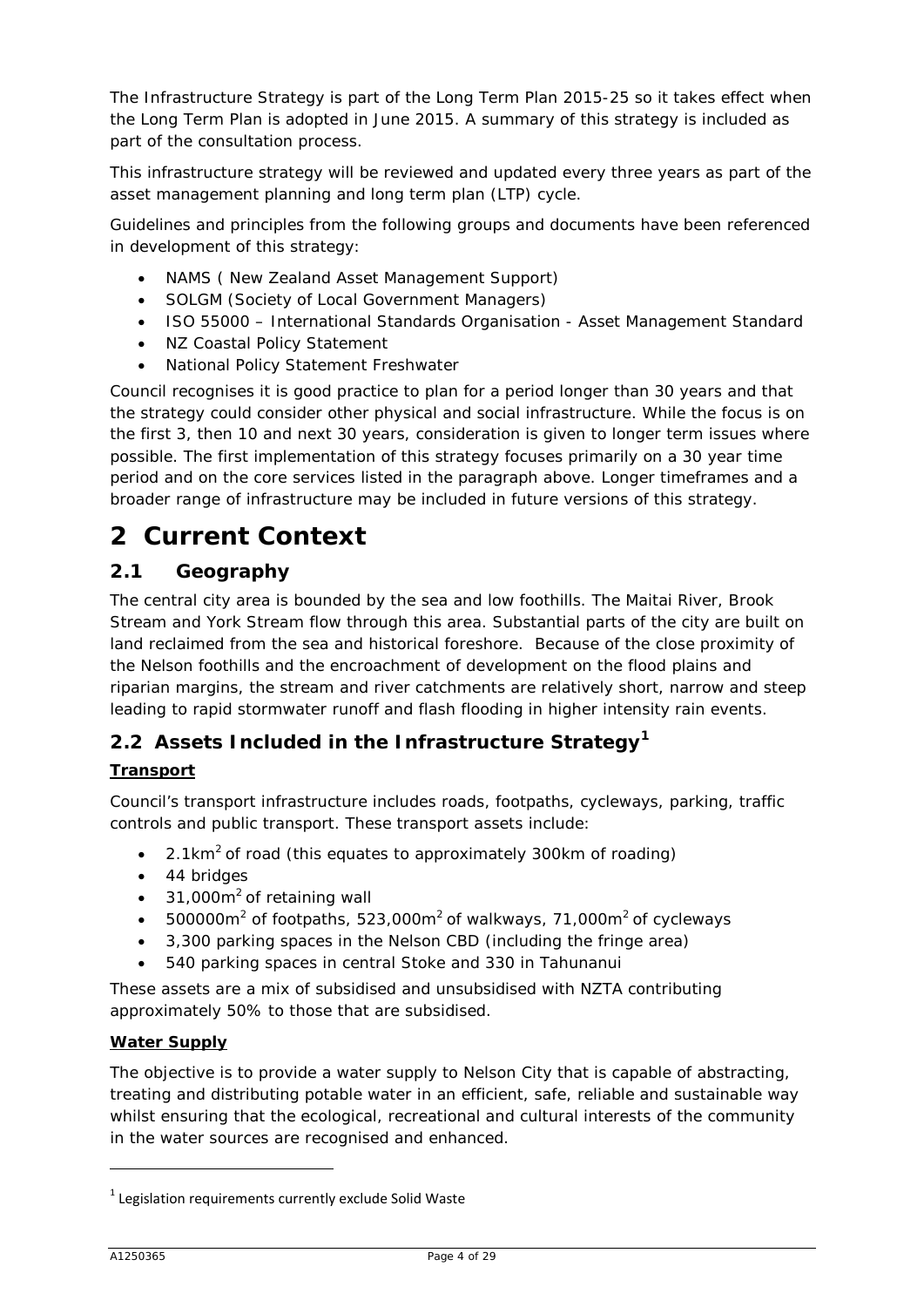The Infrastructure Strategy is part of the Long Term Plan 2015-25 so it takes effect when the Long Term Plan is adopted in June 2015. A summary of this strategy is included as part of the consultation process.

This infrastructure strategy will be reviewed and updated every three years as part of the asset management planning and long term plan (LTP) cycle.

Guidelines and principles from the following groups and documents have been referenced in development of this strategy:

- NAMS ( New Zealand Asset Management Support)
- SOLGM (Society of Local Government Managers)
- ISO 55000 – International Standards Organisation - Asset Management Standard
- NZ Coastal Policy Statement
- National Policy Statement Freshwater

Council recognises it is good practice to plan for a period longer than 30 years and that the strategy could consider other physical and social infrastructure. While the focus is on the first 3, then 10 and next 30 years, consideration is given to longer term issues where possible. The first implementation of this strategy focuses primarily on a 30 year time period and on the core services listed in the paragraph above. Longer timeframes and a broader range of infrastructure may be included in future versions of this strategy.

# 2 Current Context

## 2.1 Geography

The central city area is bounded by the sea and low foothills. The Maitai River, Brook Stream and York Stream flow through this area. Substantial parts of the city are built on land reclaimed from the sea and historical foreshore. Because of the close proximity of the Nelson foothills and the encroachment of development on the flood plains and riparian margins, the stream and river catchments are relatively short, narrow and steep leading to rapid stormwater runoff and flash flooding in higher intensity rain events.

## 2.2 Assets Included in the Infrastructure Strategy[1]

**Transport**

Council's transport infrastructure includes roads, footpaths, cycleways, parking, traffic controls and public transport. These transport assets include:

- 2.1km$^2$ of road (this equates to approximately 300km of roading)
- 44 bridges
- 31,000m$^2$ of retaining wall
- 500000m$^2$ of footpaths, 523,000m$^2$ of walkways, 71,000m$^2$ of cycleways
- 3,300 parking spaces in the Nelson CBD (including the fringe area)
- 540 parking spaces in central Stoke and 330 in Tahunanui

These assets are a mix of subsidised and unsubsidised with NZTA contributing approximately 50% to those that are subsidised.

**Water Supply**

The objective is to provide a water supply to Nelson City that is capable of abstracting, treating and distributing potable water in an efficient, safe, reliable and sustainable way whilst ensuring that the ecological, recreational and cultural interests of the community in the water sources are recognised and enhanced.

[1] Legislation requirements currently exclude Solid Waste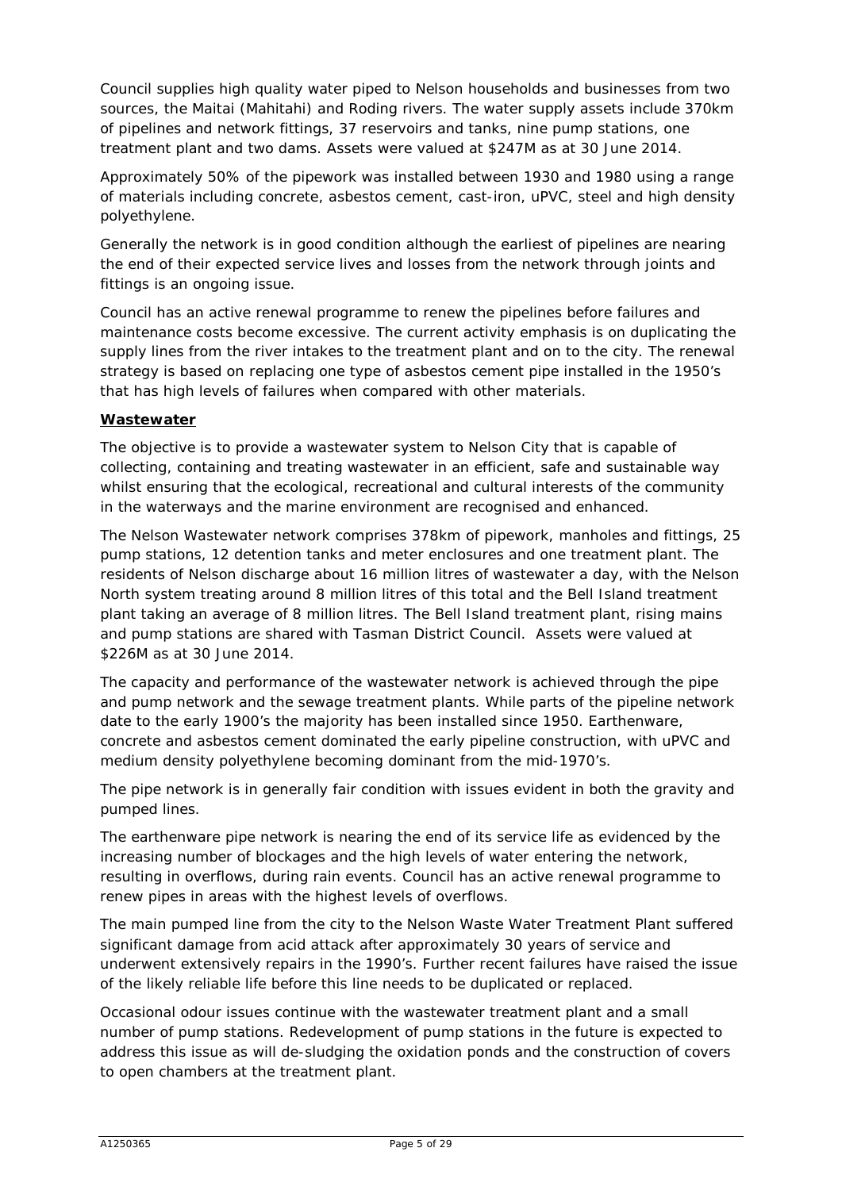Council supplies high quality water piped to Nelson households and businesses from two sources, the Maitai (Mahitahi) and Roding rivers. The water supply assets include 370km of pipelines and network fittings, 37 reservoirs and tanks, nine pump stations, one treatment plant and two dams. Assets were valued at $247M as at 30 June 2014.

Approximately 50% of the pipework was installed between 1930 and 1980 using a range of materials including concrete, asbestos cement, cast-iron, uPVC, steel and high density polyethylene.

Generally the network is in good condition although the earliest of pipelines are nearing the end of their expected service lives and losses from the network through joints and fittings is an ongoing issue.

Council has an active renewal programme to renew the pipelines before failures and maintenance costs become excessive. The current activity emphasis is on duplicating the supply lines from the river intakes to the treatment plant and on to the city. The renewal strategy is based on replacing one type of asbestos cement pipe installed in the 1950's that has high levels of failures when compared with other materials.

## Wastewater

The objective is to provide a wastewater system to Nelson City that is capable of collecting, containing and treating wastewater in an efficient, safe and sustainable way whilst ensuring that the ecological, recreational and cultural interests of the community in the waterways and the marine environment are recognised and enhanced.

The Nelson Wastewater network comprises 378km of pipework, manholes and fittings, 25 pump stations, 12 detention tanks and meter enclosures and one treatment plant. The residents of Nelson discharge about 16 million litres of wastewater a day, with the Nelson North system treating around 8 million litres of this total and the Bell Island treatment plant taking an average of 8 million litres. The Bell Island treatment plant, rising mains and pump stations are shared with Tasman District Council. Assets were valued at $226M as at 30 June 2014.

The capacity and performance of the wastewater network is achieved through the pipe and pump network and the sewage treatment plants. While parts of the pipeline network date to the early 1900's the majority has been installed since 1950. Earthenware, concrete and asbestos cement dominated the early pipeline construction, with uPVC and medium density polyethylene becoming dominant from the mid-1970's.

The pipe network is in generally fair condition with issues evident in both the gravity and pumped lines.

The earthenware pipe network is nearing the end of its service life as evidenced by the increasing number of blockages and the high levels of water entering the network, resulting in overflows, during rain events. Council has an active renewal programme to renew pipes in areas with the highest levels of overflows.

The main pumped line from the city to the Nelson Waste Water Treatment Plant suffered significant damage from acid attack after approximately 30 years of service and underwent extensively repairs in the 1990's. Further recent failures have raised the issue of the likely reliable life before this line needs to be duplicated or replaced.

Occasional odour issues continue with the wastewater treatment plant and a small number of pump stations. Redevelopment of pump stations in the future is expected to address this issue as will de-sludging the oxidation ponds and the construction of covers to open chambers at the treatment plant.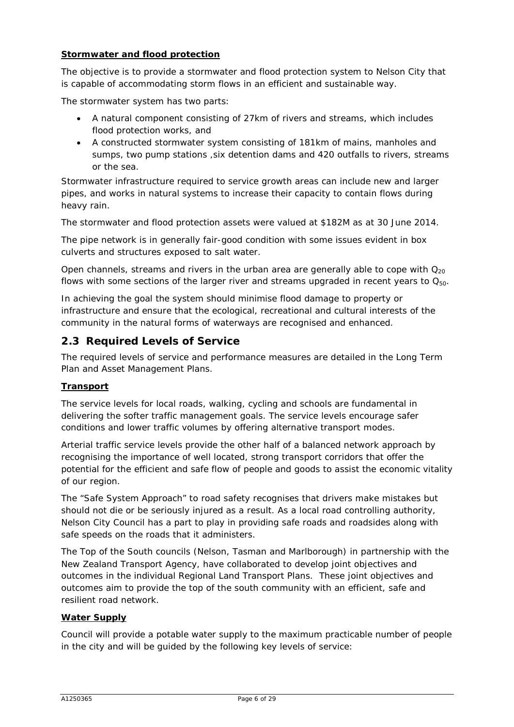**Stormwater and flood protection**

The objective is to provide a stormwater and flood protection system to Nelson City that is capable of accommodating storm flows in an efficient and sustainable way.

The stormwater system has two parts:

- A natural component consisting of 27km of rivers and streams, which includes flood protection works, and
- A constructed stormwater system consisting of 181km of mains, manholes and sumps, two pump stations ,six detention dams and 420 outfalls to rivers, streams or the sea.

Stormwater infrastructure required to service growth areas can include new and larger pipes, and works in natural systems to increase their capacity to contain flows during heavy rain.

The stormwater and flood protection assets were valued at $182M as at 30 June 2014.

The pipe network is in generally fair-good condition with some issues evident in box culverts and structures exposed to salt water.

Open channels, streams and rivers in the urban area are generally able to cope with $Q_{20}$ flows with some sections of the larger river and streams upgraded in recent years to $Q_{50}$.

In achieving the goal the system should minimise flood damage to property or infrastructure and ensure that the ecological, recreational and cultural interests of the community in the natural forms of waterways are recognised and enhanced.

## 2.3 Required Levels of Service

The required levels of service and performance measures are detailed in the Long Term Plan and Asset Management Plans.

**Transport**

The service levels for local roads, walking, cycling and schools are fundamental in delivering the softer traffic management goals. The service levels encourage safer conditions and lower traffic volumes by offering alternative transport modes.

Arterial traffic service levels provide the other half of a balanced network approach by recognising the importance of well located, strong transport corridors that offer the potential for the efficient and safe flow of people and goods to assist the economic vitality of our region.

The "Safe System Approach" to road safety recognises that drivers make mistakes but should not die or be seriously injured as a result. As a local road controlling authority, Nelson City Council has a part to play in providing safe roads and roadsides along with safe speeds on the roads that it administers.

The Top of the South councils (Nelson, Tasman and Marlborough) in partnership with the New Zealand Transport Agency, have collaborated to develop joint objectives and outcomes in the individual Regional Land Transport Plans. These joint objectives and outcomes aim to provide the top of the south community with an efficient, safe and resilient road network.

**Water Supply**

Council will provide a potable water supply to the maximum practicable number of people in the city and will be guided by the following key levels of service: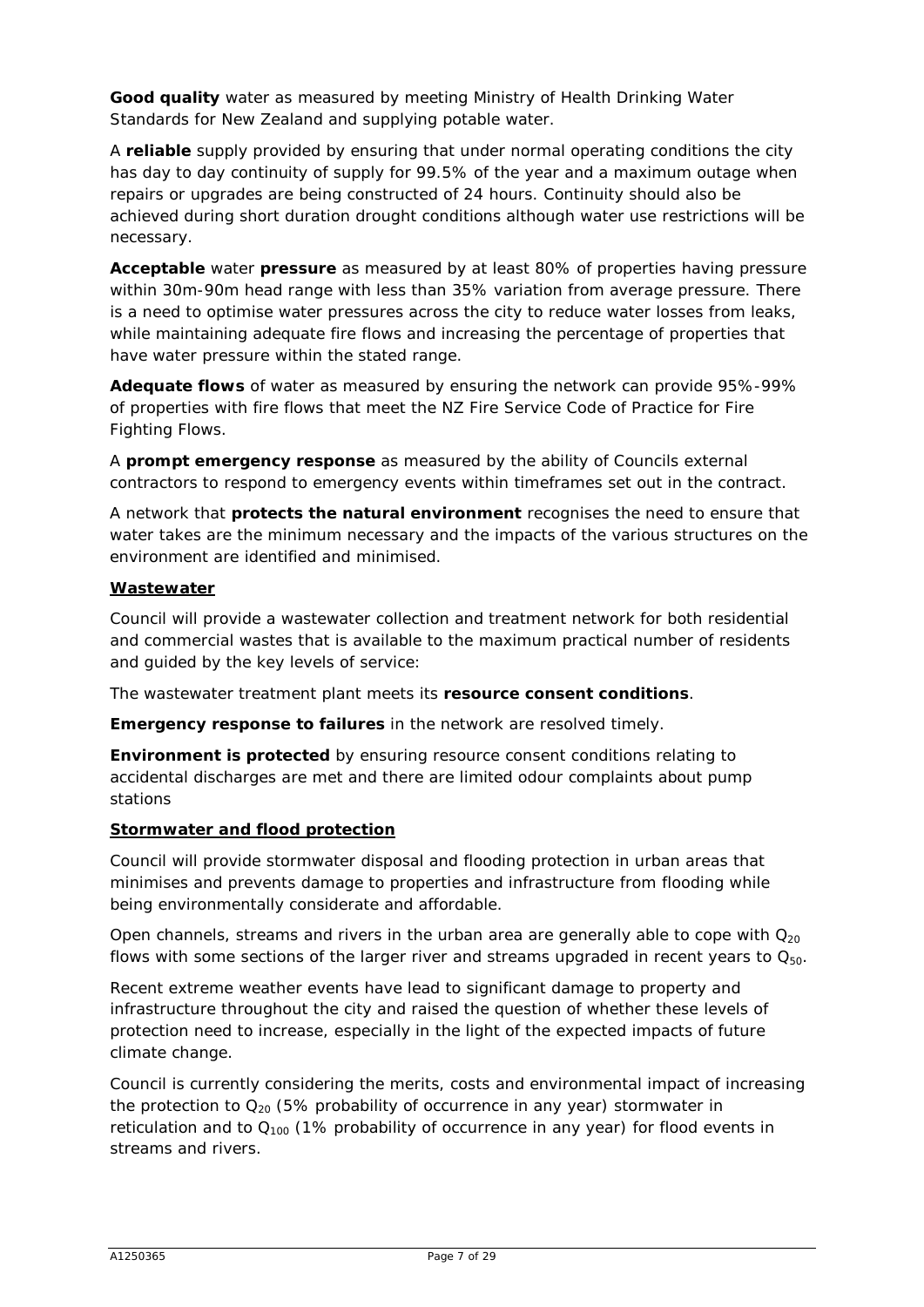**Good quality** water as measured by meeting Ministry of Health Drinking Water Standards for New Zealand and supplying potable water.

A **reliable** supply provided by ensuring that under normal operating conditions the city has day to day continuity of supply for 99.5% of the year and a maximum outage when repairs or upgrades are being constructed of 24 hours. Continuity should also be achieved during short duration drought conditions although water use restrictions will be necessary.

**Acceptable** water **pressure** as measured by at least 80% of properties having pressure within 30m-90m head range with less than 35% variation from average pressure. There is a need to optimise water pressures across the city to reduce water losses from leaks, while maintaining adequate fire flows and increasing the percentage of properties that have water pressure within the stated range.

**Adequate flows** of water as measured by ensuring the network can provide 95%-99% of properties with fire flows that meet the NZ Fire Service Code of Practice for Fire Fighting Flows.

A **prompt emergency response** as measured by the ability of Councils external contractors to respond to emergency events within timeframes set out in the contract.

A network that **protects the natural environment** recognises the need to ensure that water takes are the minimum necessary and the impacts of the various structures on the environment are identified and minimised.

**<u>Wastewater</u>**

Council will provide a wastewater collection and treatment network for both residential and commercial wastes that is available to the maximum practical number of residents and guided by the key levels of service:

The wastewater treatment plant meets its **resource consent conditions**.

**Emergency response to failures** in the network are resolved timely.

**Environment is protected** by ensuring resource consent conditions relating to accidental discharges are met and there are limited odour complaints about pump stations

**<u>Stormwater and flood protection</u>**

Council will provide stormwater disposal and flooding protection in urban areas that minimises and prevents damage to properties and infrastructure from flooding while being environmentally considerate and affordable.

Open channels, streams and rivers in the urban area are generally able to cope with $Q_{20}$ flows with some sections of the larger river and streams upgraded in recent years to $Q_{50}$.

Recent extreme weather events have lead to significant damage to property and infrastructure throughout the city and raised the question of whether these levels of protection need to increase, especially in the light of the expected impacts of future climate change.

Council is currently considering the merits, costs and environmental impact of increasing the protection to $Q_{20}$ (5% probability of occurrence in any year) stormwater in reticulation and to $Q_{100}$ (1% probability of occurrence in any year) for flood events in streams and rivers.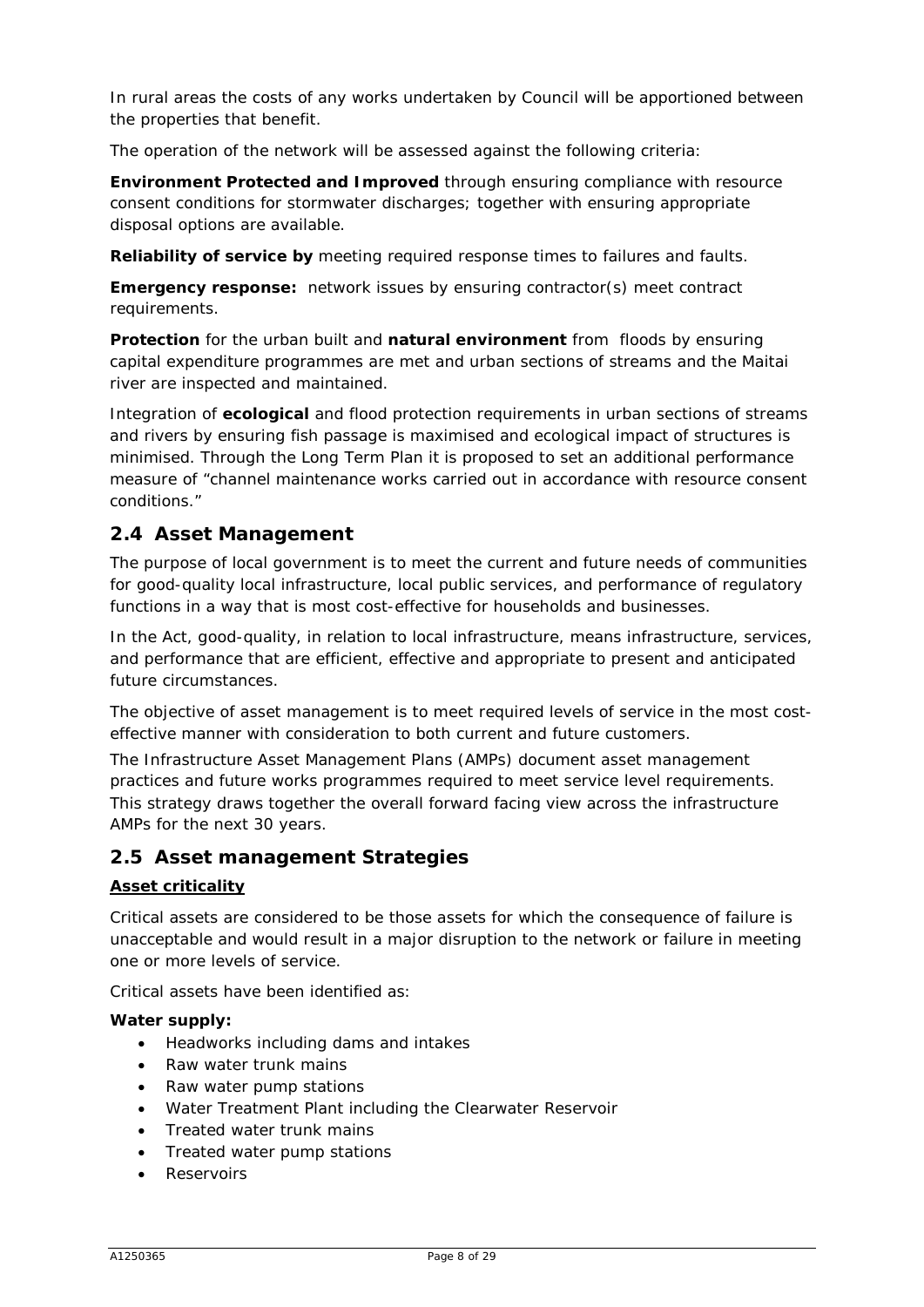In rural areas the costs of any works undertaken by Council will be apportioned between the properties that benefit.

The operation of the network will be assessed against the following criteria:

**Environment Protected and Improved** through ensuring compliance with resource consent conditions for stormwater discharges; together with ensuring appropriate disposal options are available.

**Reliability of service by** meeting required response times to failures and faults.

**Emergency response:** network issues by ensuring contractor(s) meet contract requirements.

**Protection** for the urban built and **natural environment** from floods by ensuring capital expenditure programmes are met and urban sections of streams and the Maitai river are inspected and maintained.

Integration of **ecological** and flood protection requirements in urban sections of streams and rivers by ensuring fish passage is maximised and ecological impact of structures is minimised. Through the Long Term Plan it is proposed to set an additional performance measure of "channel maintenance works carried out in accordance with resource consent conditions."

## 2.4 Asset Management

The purpose of local government is to meet the current and future needs of communities for good-quality local infrastructure, local public services, and performance of regulatory functions in a way that is most cost-effective for households and businesses.

In the Act, good-quality, in relation to local infrastructure, means infrastructure, services, and performance that are efficient, effective and appropriate to present and anticipated future circumstances.

The objective of asset management is to meet required levels of service in the most cost-effective manner with consideration to both current and future customers.

The Infrastructure Asset Management Plans (AMPs) document asset management practices and future works programmes required to meet service level requirements. This strategy draws together the overall forward facing view across the infrastructure AMPs for the next 30 years.

## 2.5 Asset management Strategies

**Asset criticality**

Critical assets are considered to be those assets for which the consequence of failure is unacceptable and would result in a major disruption to the network or failure in meeting one or more levels of service.

Critical assets have been identified as:

**Water supply:**

- Headworks including dams and intakes
- Raw water trunk mains
- Raw water pump stations
- Water Treatment Plant including the Clearwater Reservoir
- Treated water trunk mains
- Treated water pump stations
- Reservoirs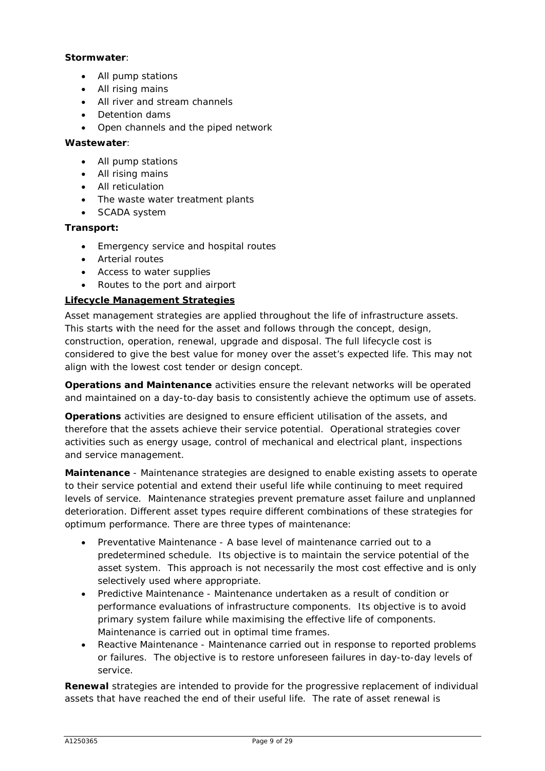**Stormwater**:

- All pump stations
- All rising mains
- All river and stream channels
- Detention dams
- Open channels and the piped network

**Wastewater**:

- All pump stations
- All rising mains
- All reticulation
- The waste water treatment plants
- SCADA system

**Transport:**

- Emergency service and hospital routes
- Arterial routes
- Access to water supplies
- Routes to the port and airport

**Lifecycle Management Strategies**

Asset management strategies are applied throughout the life of infrastructure assets. This starts with the need for the asset and follows through the concept, design, construction, operation, renewal, upgrade and disposal. The full lifecycle cost is considered to give the best value for money over the asset's expected life. This may not align with the lowest cost tender or design concept.

**Operations and Maintenance** activities ensure the relevant networks will be operated and maintained on a day-to-day basis to consistently achieve the optimum use of assets.

**Operations** activities are designed to ensure efficient utilisation of the assets, and therefore that the assets achieve their service potential. Operational strategies cover activities such as energy usage, control of mechanical and electrical plant, inspections and service management.

**Maintenance** - Maintenance strategies are designed to enable existing assets to operate to their service potential and extend their useful life while continuing to meet required levels of service. Maintenance strategies prevent premature asset failure and unplanned deterioration. Different asset types require different combinations of these strategies for optimum performance. There are three types of maintenance:

- Preventative Maintenance - A base level of maintenance carried out to a predetermined schedule. Its objective is to maintain the service potential of the asset system. This approach is not necessarily the most cost effective and is only selectively used where appropriate.
- Predictive Maintenance - Maintenance undertaken as a result of condition or performance evaluations of infrastructure components. Its objective is to avoid primary system failure while maximising the effective life of components. Maintenance is carried out in optimal time frames.
- Reactive Maintenance - Maintenance carried out in response to reported problems or failures. The objective is to restore unforeseen failures in day-to-day levels of service.

**Renewal** strategies are intended to provide for the progressive replacement of individual assets that have reached the end of their useful life. The rate of asset renewal is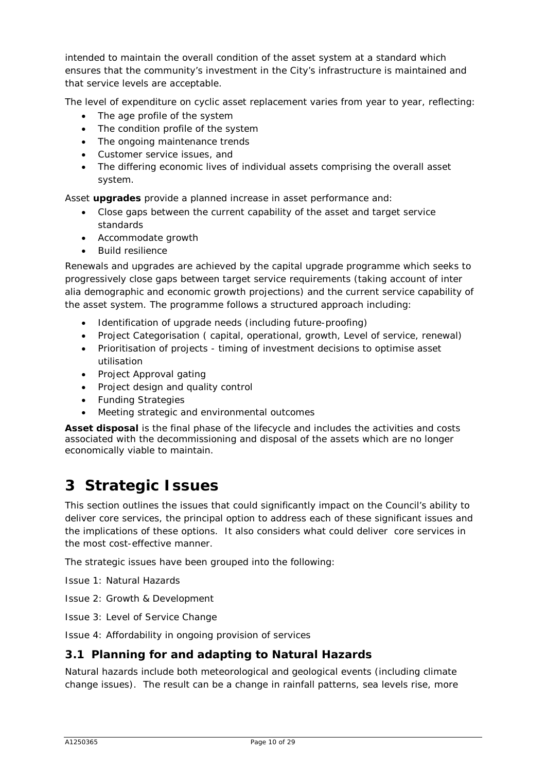intended to maintain the overall condition of the asset system at a standard which ensures that the community's investment in the City's infrastructure is maintained and that service levels are acceptable.

The level of expenditure on cyclic asset replacement varies from year to year, reflecting:

- The age profile of the system
- The condition profile of the system
- The ongoing maintenance trends
- Customer service issues, and
- The differing economic lives of individual assets comprising the overall asset system.

Asset **upgrades** provide a planned increase in asset performance and:

- Close gaps between the current capability of the asset and target service standards
- Accommodate growth
- Build resilience

Renewals and upgrades are achieved by the capital upgrade programme which seeks to progressively close gaps between target service requirements (taking account of inter alia demographic and economic growth projections) and the current service capability of the asset system. The programme follows a structured approach including:

- Identification of upgrade needs (including future-proofing)
- Project Categorisation ( capital, operational, growth, Level of service, renewal)
- Prioritisation of projects - timing of investment decisions to optimise asset utilisation
- Project Approval gating
- Project design and quality control
- Funding Strategies
- Meeting strategic and environmental outcomes

**Asset disposal** is the final phase of the lifecycle and includes the activities and costs associated with the decommissioning and disposal of the assets which are no longer economically viable to maintain.

# 3 Strategic Issues

This section outlines the issues that could significantly impact on the Council's ability to deliver core services, the principal option to address each of these significant issues and the implications of these options. It also considers what could deliver core services in the most cost-effective manner.

The strategic issues have been grouped into the following:

Issue 1: Natural Hazards

Issue 2: Growth & Development

Issue 3: Level of Service Change

Issue 4: Affordability in ongoing provision of services

## 3.1 Planning for and adapting to Natural Hazards

Natural hazards include both meteorological and geological events (including climate change issues). The result can be a change in rainfall patterns, sea levels rise, more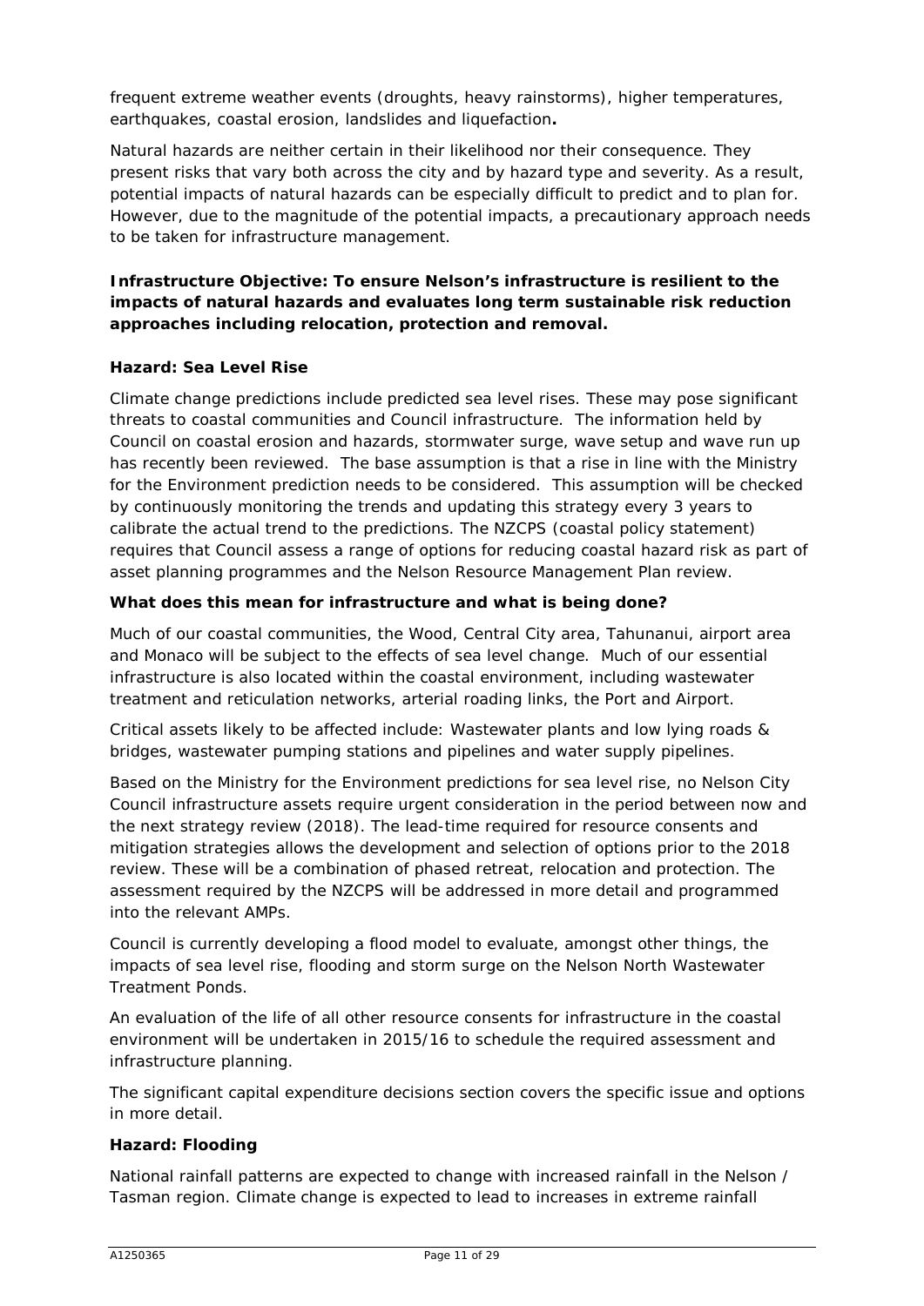frequent extreme weather events (droughts, heavy rainstorms), higher temperatures, earthquakes, coastal erosion, landslides and liquefaction**.**

Natural hazards are neither certain in their likelihood nor their consequence. They present risks that vary both across the city and by hazard type and severity. As a result, potential impacts of natural hazards can be especially difficult to predict and to plan for. However, due to the magnitude of the potential impacts, a precautionary approach needs to be taken for infrastructure management.

**Infrastructure Objective: To ensure Nelson's infrastructure is resilient to the impacts of natural hazards and evaluates long term sustainable risk reduction approaches including relocation, protection and removal.**

**Hazard: Sea Level Rise**

Climate change predictions include predicted sea level rises. These may pose significant threats to coastal communities and Council infrastructure. The information held by Council on coastal erosion and hazards, stormwater surge, wave setup and wave run up has recently been reviewed. The base assumption is that a rise in line with the Ministry for the Environment prediction needs to be considered. This assumption will be checked by continuously monitoring the trends and updating this strategy every 3 years to calibrate the actual trend to the predictions. The NZCPS (coastal policy statement) requires that Council assess a range of options for reducing coastal hazard risk as part of asset planning programmes and the Nelson Resource Management Plan review.

**What does this mean for infrastructure and what is being done?**

Much of our coastal communities, the Wood, Central City area, Tahunanui, airport area and Monaco will be subject to the effects of sea level change. Much of our essential infrastructure is also located within the coastal environment, including wastewater treatment and reticulation networks, arterial roading links, the Port and Airport.

Critical assets likely to be affected include: Wastewater plants and low lying roads & bridges, wastewater pumping stations and pipelines and water supply pipelines.

Based on the Ministry for the Environment predictions for sea level rise, no Nelson City Council infrastructure assets require urgent consideration in the period between now and the next strategy review (2018). The lead-time required for resource consents and mitigation strategies allows the development and selection of options prior to the 2018 review. These will be a combination of phased retreat, relocation and protection. The assessment required by the NZCPS will be addressed in more detail and programmed into the relevant AMPs.

Council is currently developing a flood model to evaluate, amongst other things, the impacts of sea level rise, flooding and storm surge on the Nelson North Wastewater Treatment Ponds.

An evaluation of the life of all other resource consents for infrastructure in the coastal environment will be undertaken in 2015/16 to schedule the required assessment and infrastructure planning.

The significant capital expenditure decisions section covers the specific issue and options in more detail.

**Hazard: Flooding**

National rainfall patterns are expected to change with increased rainfall in the Nelson / Tasman region. Climate change is expected to lead to increases in extreme rainfall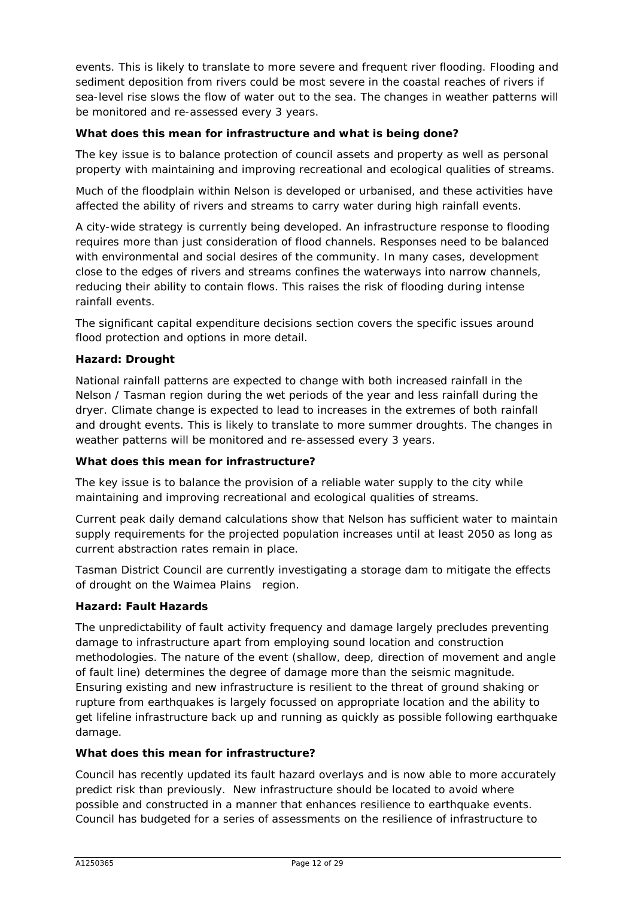events. This is likely to translate to more severe and frequent river flooding. Flooding and sediment deposition from rivers could be most severe in the coastal reaches of rivers if sea-level rise slows the flow of water out to the sea. The changes in weather patterns will be monitored and re-assessed every 3 years.

**What does this mean for infrastructure and what is being done?**

The key issue is to balance protection of council assets and property as well as personal property with maintaining and improving recreational and ecological qualities of streams.

Much of the floodplain within Nelson is developed or urbanised, and these activities have affected the ability of rivers and streams to carry water during high rainfall events.

A city-wide strategy is currently being developed. An infrastructure response to flooding requires more than just consideration of flood channels. Responses need to be balanced with environmental and social desires of the community. In many cases, development close to the edges of rivers and streams confines the waterways into narrow channels, reducing their ability to contain flows. This raises the risk of flooding during intense rainfall events.

The significant capital expenditure decisions section covers the specific issues around flood protection and options in more detail.

**Hazard: Drought**

National rainfall patterns are expected to change with both increased rainfall in the Nelson / Tasman region during the wet periods of the year and less rainfall during the dryer. Climate change is expected to lead to increases in the extremes of both rainfall and drought events. This is likely to translate to more summer droughts. The changes in weather patterns will be monitored and re-assessed every 3 years.

**What does this mean for infrastructure?**

The key issue is to balance the provision of a reliable water supply to the city while maintaining and improving recreational and ecological qualities of streams.

Current peak daily demand calculations show that Nelson has sufficient water to maintain supply requirements for the projected population increases until at least 2050 as long as current abstraction rates remain in place.

Tasman District Council are currently investigating a storage dam to mitigate the effects of drought on the Waimea Plains region.

**Hazard: Fault Hazards**

The unpredictability of fault activity frequency and damage largely precludes preventing damage to infrastructure apart from employing sound location and construction methodologies. The nature of the event (shallow, deep, direction of movement and angle of fault line) determines the degree of damage more than the seismic magnitude. Ensuring existing and new infrastructure is resilient to the threat of ground shaking or rupture from earthquakes is largely focussed on appropriate location and the ability to get lifeline infrastructure back up and running as quickly as possible following earthquake damage.

**What does this mean for infrastructure?**

Council has recently updated its fault hazard overlays and is now able to more accurately predict risk than previously. New infrastructure should be located to avoid where possible and constructed in a manner that enhances resilience to earthquake events. Council has budgeted for a series of assessments on the resilience of infrastructure to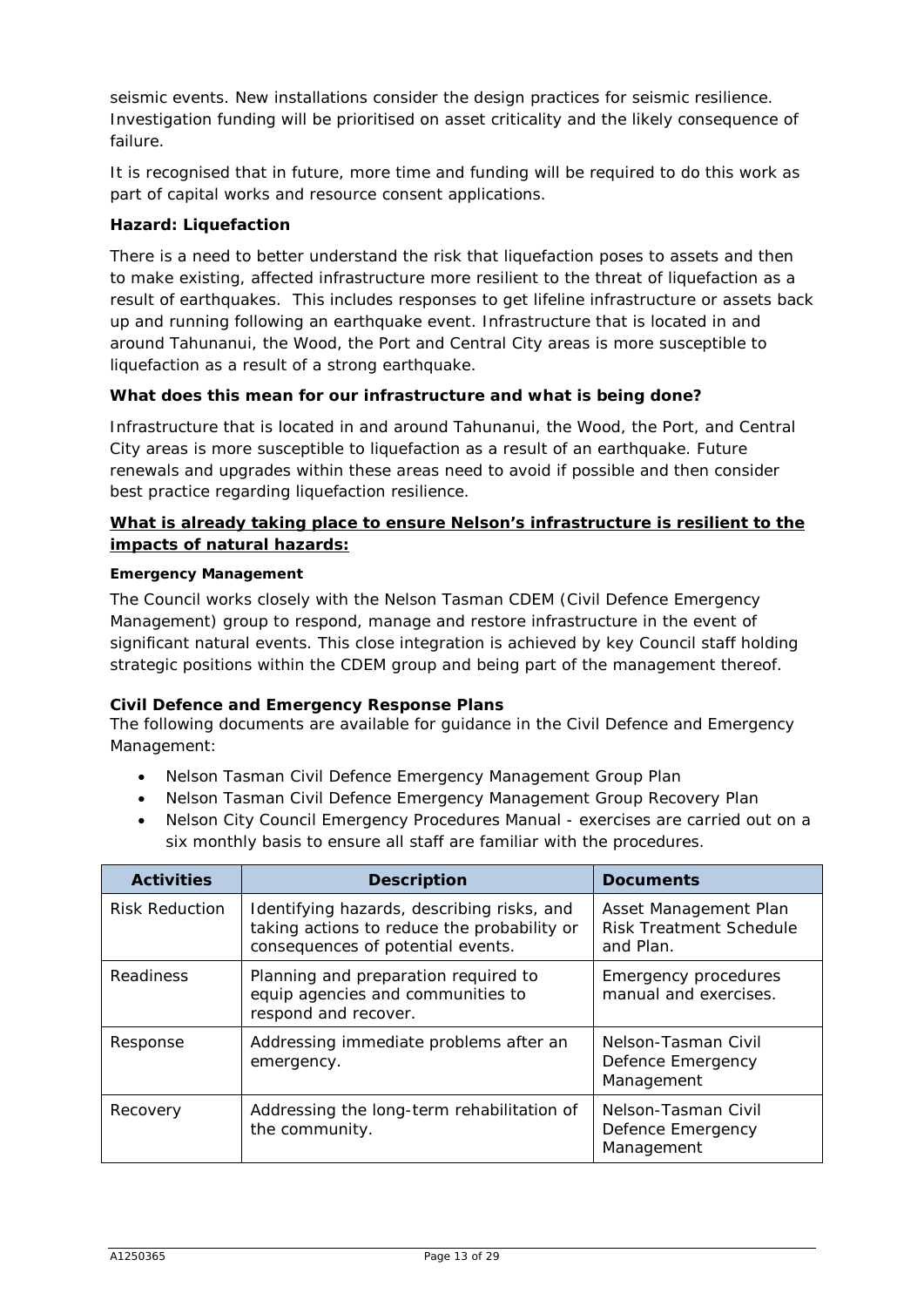seismic events. New installations consider the design practices for seismic resilience. Investigation funding will be prioritised on asset criticality and the likely consequence of failure.

It is recognised that in future, more time and funding will be required to do this work as part of capital works and resource consent applications.

**Hazard: Liquefaction**

There is a need to better understand the risk that liquefaction poses to assets and then to make existing, affected infrastructure more resilient to the threat of liquefaction as a result of earthquakes. This includes responses to get lifeline infrastructure or assets back up and running following an earthquake event. Infrastructure that is located in and around Tahunanui, the Wood, the Port and Central City areas is more susceptible to liquefaction as a result of a strong earthquake.

**What does this mean for our infrastructure and what is being done?**

Infrastructure that is located in and around Tahunanui, the Wood, the Port, and Central City areas is more susceptible to liquefaction as a result of an earthquake. Future renewals and upgrades within these areas need to avoid if possible and then consider best practice regarding liquefaction resilience.

**<u>What is already taking place to ensure Nelson's infrastructure is resilient to the impacts of natural hazards:</u>**

**Emergency Management**

The Council works closely with the Nelson Tasman CDEM (Civil Defence Emergency Management) group to respond, manage and restore infrastructure in the event of significant natural events. This close integration is achieved by key Council staff holding strategic positions within the CDEM group and being part of the management thereof.

**Civil Defence and Emergency Response Plans**

The following documents are available for guidance in the Civil Defence and Emergency Management:

- Nelson Tasman Civil Defence Emergency Management Group Plan
- Nelson Tasman Civil Defence Emergency Management Group Recovery Plan
- Nelson City Council Emergency Procedures Manual - exercises are carried out on a six monthly basis to ensure all staff are familiar with the procedures.

| Activities | Description | Documents |
|---|---|---|
| Risk Reduction | Identifying hazards, describing risks, and taking actions to reduce the probability or consequences of potential events. | Asset Management Plan Risk Treatment Schedule and Plan. |
| Readiness | Planning and preparation required to equip agencies and communities to respond and recover. | Emergency procedures manual and exercises. |
| Response | Addressing immediate problems after an emergency. | Nelson-Tasman Civil Defence Emergency Management |
| Recovery | Addressing the long-term rehabilitation of the community. | Nelson-Tasman Civil Defence Emergency Management |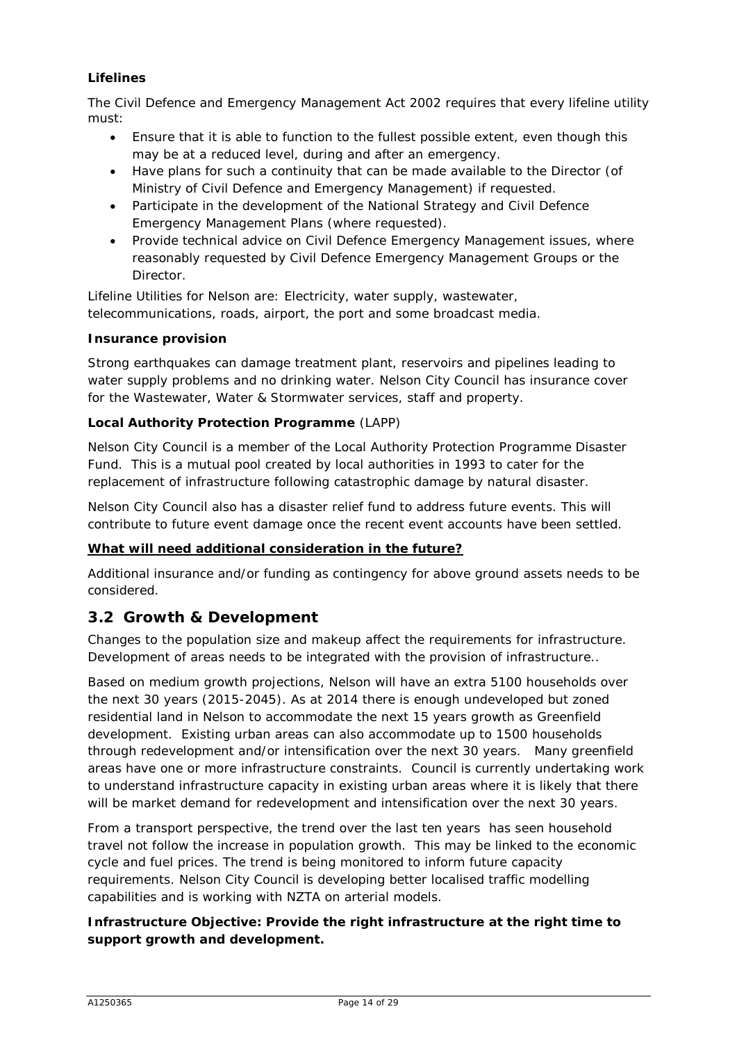**Lifelines**

The Civil Defence and Emergency Management Act 2002 requires that every lifeline utility must:

- Ensure that it is able to function to the fullest possible extent, even though this may be at a reduced level, during and after an emergency.
- Have plans for such a continuity that can be made available to the Director (of Ministry of Civil Defence and Emergency Management) if requested.
- Participate in the development of the National Strategy and Civil Defence Emergency Management Plans (where requested).
- Provide technical advice on Civil Defence Emergency Management issues, where reasonably requested by Civil Defence Emergency Management Groups or the Director.

Lifeline Utilities for Nelson are: Electricity, water supply, wastewater, telecommunications, roads, airport, the port and some broadcast media.

**Insurance provision**

Strong earthquakes can damage treatment plant, reservoirs and pipelines leading to water supply problems and no drinking water. Nelson City Council has insurance cover for the Wastewater, Water & Stormwater services, staff and property.

**Local Authority Protection Programme** (LAPP)

Nelson City Council is a member of the Local Authority Protection Programme Disaster Fund. This is a mutual pool created by local authorities in 1993 to cater for the replacement of infrastructure following catastrophic damage by natural disaster.

Nelson City Council also has a disaster relief fund to address future events. This will contribute to future event damage once the recent event accounts have been settled.

**<u>What will need additional consideration in the future?</u>**

Additional insurance and/or funding as contingency for above ground assets needs to be considered.

## 3.2 Growth & Development

Changes to the population size and makeup affect the requirements for infrastructure. Development of areas needs to be integrated with the provision of infrastructure..

Based on medium growth projections, Nelson will have an extra 5100 households over the next 30 years (2015-2045). As at 2014 there is enough undeveloped but zoned residential land in Nelson to accommodate the next 15 years growth as Greenfield development. Existing urban areas can also accommodate up to 1500 households through redevelopment and/or intensification over the next 30 years. Many greenfield areas have one or more infrastructure constraints. Council is currently undertaking work to understand infrastructure capacity in existing urban areas where it is likely that there will be market demand for redevelopment and intensification over the next 30 years.

From a transport perspective, the trend over the last ten years has seen household travel not follow the increase in population growth. This may be linked to the economic cycle and fuel prices. The trend is being monitored to inform future capacity requirements. Nelson City Council is developing better localised traffic modelling capabilities and is working with NZTA on arterial models.

**Infrastructure Objective: Provide the right infrastructure at the right time to support growth and development.**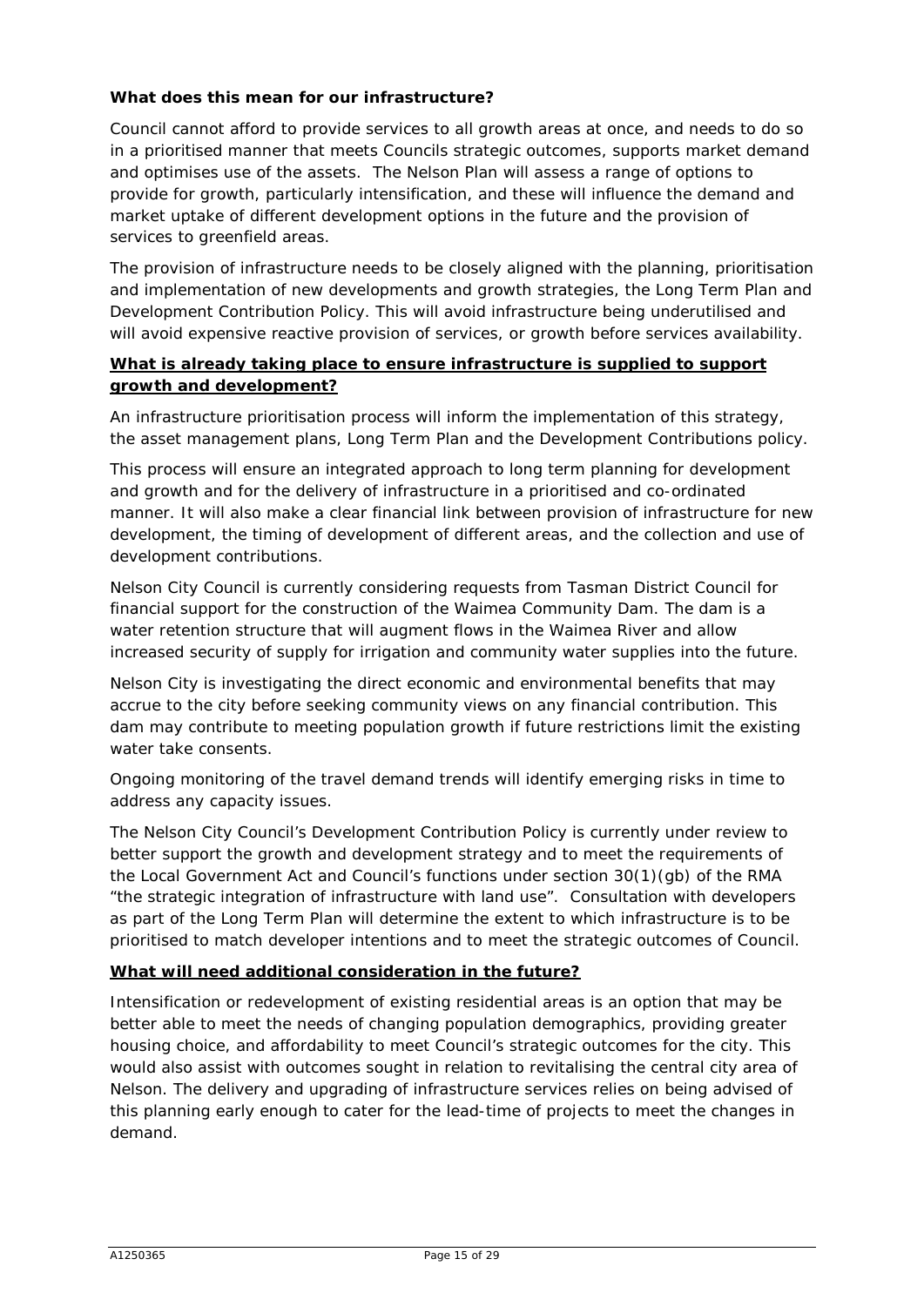**What does this mean for our infrastructure?**

Council cannot afford to provide services to all growth areas at once, and needs to do so in a prioritised manner that meets Councils strategic outcomes, supports market demand and optimises use of the assets. The Nelson Plan will assess a range of options to provide for growth, particularly intensification, and these will influence the demand and market uptake of different development options in the future and the provision of services to greenfield areas.

The provision of infrastructure needs to be closely aligned with the planning, prioritisation and implementation of new developments and growth strategies, the Long Term Plan and Development Contribution Policy. This will avoid infrastructure being underutilised and will avoid expensive reactive provision of services, or growth before services availability.

**What is already taking place to ensure infrastructure is supplied to support growth and development?**

An infrastructure prioritisation process will inform the implementation of this strategy, the asset management plans, Long Term Plan and the Development Contributions policy.

This process will ensure an integrated approach to long term planning for development and growth and for the delivery of infrastructure in a prioritised and co-ordinated manner. It will also make a clear financial link between provision of infrastructure for new development, the timing of development of different areas, and the collection and use of development contributions.

Nelson City Council is currently considering requests from Tasman District Council for financial support for the construction of the Waimea Community Dam. The dam is a water retention structure that will augment flows in the Waimea River and allow increased security of supply for irrigation and community water supplies into the future.

Nelson City is investigating the direct economic and environmental benefits that may accrue to the city before seeking community views on any financial contribution. This dam may contribute to meeting population growth if future restrictions limit the existing water take consents.

Ongoing monitoring of the travel demand trends will identify emerging risks in time to address any capacity issues.

The Nelson City Council's Development Contribution Policy is currently under review to better support the growth and development strategy and to meet the requirements of the Local Government Act and Council's functions under section 30(1)(gb) of the RMA "the strategic integration of infrastructure with land use". Consultation with developers as part of the Long Term Plan will determine the extent to which infrastructure is to be prioritised to match developer intentions and to meet the strategic outcomes of Council.

**What will need additional consideration in the future?**

Intensification or redevelopment of existing residential areas is an option that may be better able to meet the needs of changing population demographics, providing greater housing choice, and affordability to meet Council's strategic outcomes for the city. This would also assist with outcomes sought in relation to revitalising the central city area of Nelson. The delivery and upgrading of infrastructure services relies on being advised of this planning early enough to cater for the lead-time of projects to meet the changes in demand.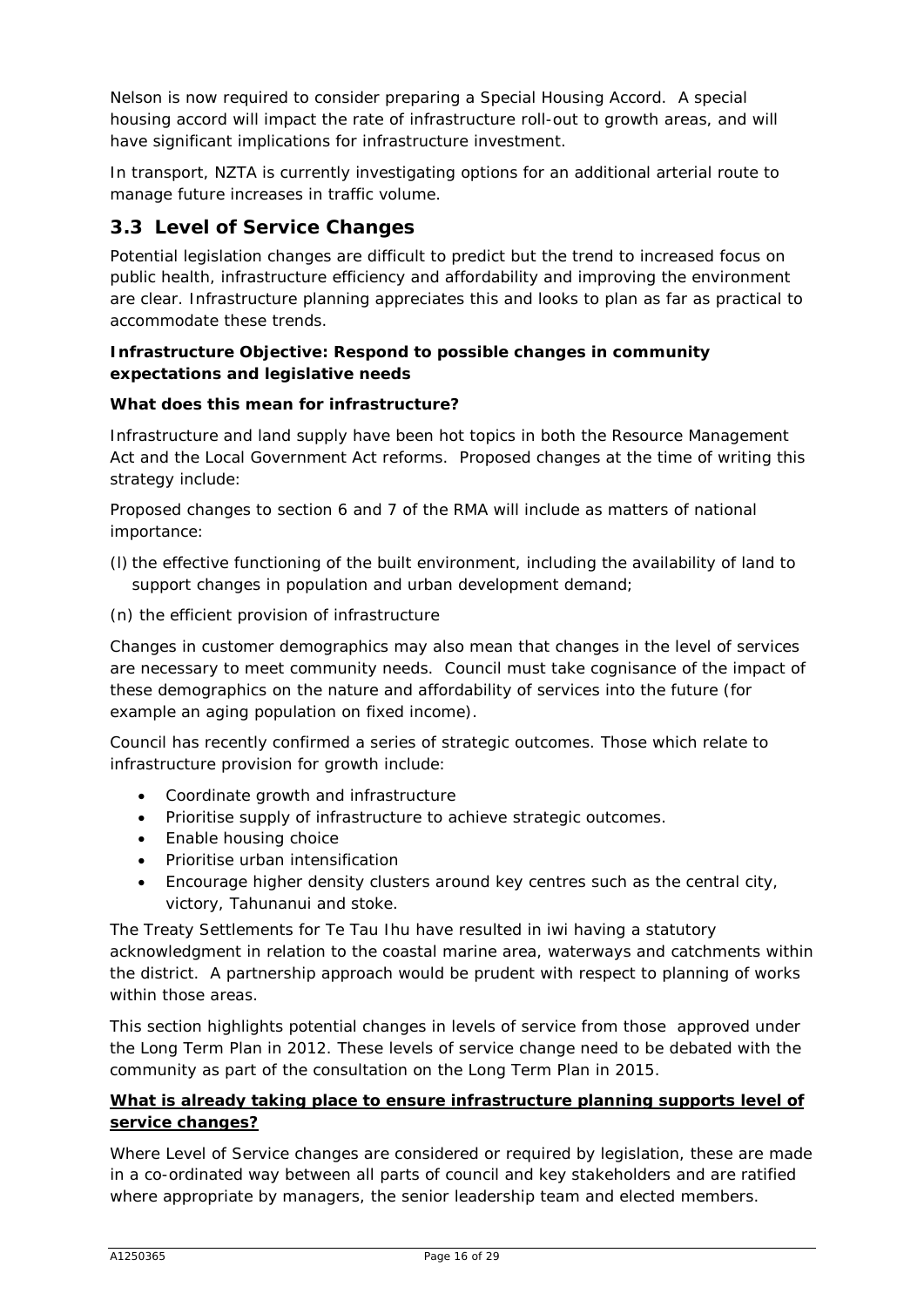Nelson is now required to consider preparing a Special Housing Accord. A special housing accord will impact the rate of infrastructure roll-out to growth areas, and will have significant implications for infrastructure investment.

In transport, NZTA is currently investigating options for an additional arterial route to manage future increases in traffic volume.

## 3.3 Level of Service Changes

Potential legislation changes are difficult to predict but the trend to increased focus on public health, infrastructure efficiency and affordability and improving the environment are clear. Infrastructure planning appreciates this and looks to plan as far as practical to accommodate these trends.

**Infrastructure Objective: Respond to possible changes in community expectations and legislative needs**

**What does this mean for infrastructure?**

Infrastructure and land supply have been hot topics in both the Resource Management Act and the Local Government Act reforms. Proposed changes at the time of writing this strategy include:

Proposed changes to section 6 and 7 of the RMA will include as matters of national importance:

(l) the effective functioning of the built environment, including the availability of land to support changes in population and urban development demand;

(n) the efficient provision of infrastructure

Changes in customer demographics may also mean that changes in the level of services are necessary to meet community needs. Council must take cognisance of the impact of these demographics on the nature and affordability of services into the future (for example an aging population on fixed income).

Council has recently confirmed a series of strategic outcomes. Those which relate to infrastructure provision for growth include:

- Coordinate growth and infrastructure
- Prioritise supply of infrastructure to achieve strategic outcomes.
- Enable housing choice
- Prioritise urban intensification
- Encourage higher density clusters around key centres such as the central city, victory, Tahunanui and stoke.

The Treaty Settlements for Te Tau Ihu have resulted in iwi having a statutory acknowledgment in relation to the coastal marine area, waterways and catchments within the district. A partnership approach would be prudent with respect to planning of works within those areas.

This section highlights potential changes in levels of service from those approved under the Long Term Plan in 2012. These levels of service change need to be debated with the community as part of the consultation on the Long Term Plan in 2015.

**What is already taking place to ensure infrastructure planning supports level of service changes?**

Where Level of Service changes are considered or required by legislation, these are made in a co-ordinated way between all parts of council and key stakeholders and are ratified where appropriate by managers, the senior leadership team and elected members.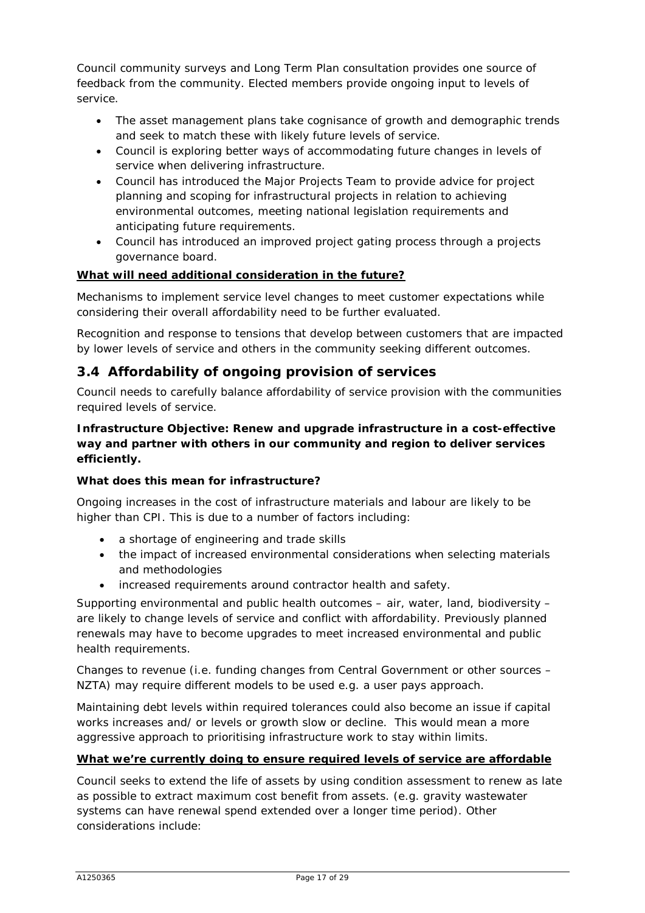Council community surveys and Long Term Plan consultation provides one source of feedback from the community. Elected members provide ongoing input to levels of service.

- The asset management plans take cognisance of growth and demographic trends and seek to match these with likely future levels of service.
- Council is exploring better ways of accommodating future changes in levels of service when delivering infrastructure.
- Council has introduced the Major Projects Team to provide advice for project planning and scoping for infrastructural projects in relation to achieving environmental outcomes, meeting national legislation requirements and anticipating future requirements.
- Council has introduced an improved project gating process through a projects governance board.

**<u>What will need additional consideration in the future?</u>**

Mechanisms to implement service level changes to meet customer expectations while considering their overall affordability need to be further evaluated.

Recognition and response to tensions that develop between customers that are impacted by lower levels of service and others in the community seeking different outcomes.

## 3.4 Affordability of ongoing provision of services

Council needs to carefully balance affordability of service provision with the communities required levels of service.

**Infrastructure Objective: Renew and upgrade infrastructure in a cost-effective way and partner with others in our community and region to deliver services efficiently.**

**What does this mean for infrastructure?**

Ongoing increases in the cost of infrastructure materials and labour are likely to be higher than CPI. This is due to a number of factors including:

- a shortage of engineering and trade skills
- the impact of increased environmental considerations when selecting materials and methodologies
- increased requirements around contractor health and safety.

Supporting environmental and public health outcomes – air, water, land, biodiversity – are likely to change levels of service and conflict with affordability. Previously planned renewals may have to become upgrades to meet increased environmental and public health requirements.

Changes to revenue (i.e. funding changes from Central Government or other sources – NZTA) may require different models to be used e.g. a user pays approach.

Maintaining debt levels within required tolerances could also become an issue if capital works increases and/ or levels or growth slow or decline. This would mean a more aggressive approach to prioritising infrastructure work to stay within limits.

**<u>What we're currently doing to ensure required levels of service are affordable</u>**

Council seeks to extend the life of assets by using condition assessment to renew as late as possible to extract maximum cost benefit from assets. (e.g. gravity wastewater systems can have renewal spend extended over a longer time period). Other considerations include: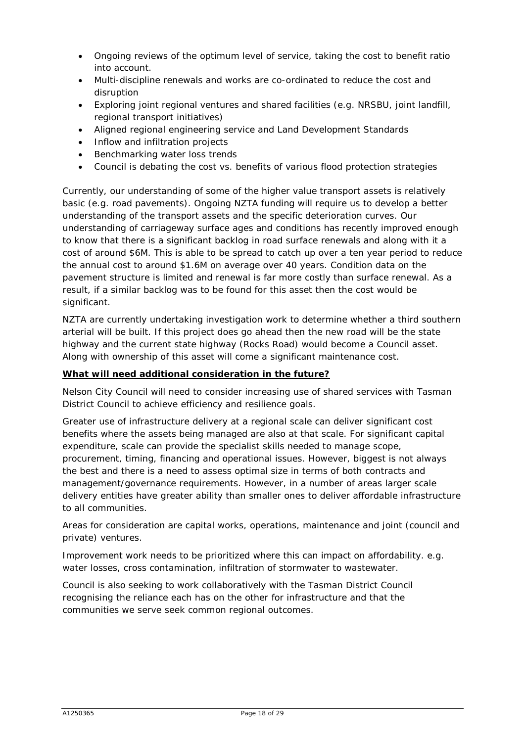- Ongoing reviews of the optimum level of service, taking the cost to benefit ratio into account.
- Multi-discipline renewals and works are co-ordinated to reduce the cost and disruption
- Exploring joint regional ventures and shared facilities (e.g. NRSBU, joint landfill, regional transport initiatives)
- Aligned regional engineering service and Land Development Standards
- Inflow and infiltration projects
- Benchmarking water loss trends
- Council is debating the cost vs. benefits of various flood protection strategies

Currently, our understanding of some of the higher value transport assets is relatively basic (e.g. road pavements). Ongoing NZTA funding will require us to develop a better understanding of the transport assets and the specific deterioration curves. Our understanding of carriageway surface ages and conditions has recently improved enough to know that there is a significant backlog in road surface renewals and along with it a cost of around $6M. This is able to be spread to catch up over a ten year period to reduce the annual cost to around $1.6M on average over 40 years. Condition data on the pavement structure is limited and renewal is far more costly than surface renewal. As a result, if a similar backlog was to be found for this asset then the cost would be significant.

NZTA are currently undertaking investigation work to determine whether a third southern arterial will be built. If this project does go ahead then the new road will be the state highway and the current state highway (Rocks Road) would become a Council asset. Along with ownership of this asset will come a significant maintenance cost.

**What will need additional consideration in the future?**

Nelson City Council will need to consider increasing use of shared services with Tasman District Council to achieve efficiency and resilience goals.

Greater use of infrastructure delivery at a regional scale can deliver significant cost benefits where the assets being managed are also at that scale. For significant capital expenditure, scale can provide the specialist skills needed to manage scope, procurement, timing, financing and operational issues. However, biggest is not always the best and there is a need to assess optimal size in terms of both contracts and management/governance requirements. However, in a number of areas larger scale delivery entities have greater ability than smaller ones to deliver affordable infrastructure to all communities.

Areas for consideration are capital works, operations, maintenance and joint (council and private) ventures.

Improvement work needs to be prioritized where this can impact on affordability. e.g. water losses, cross contamination, infiltration of stormwater to wastewater.

Council is also seeking to work collaboratively with the Tasman District Council recognising the reliance each has on the other for infrastructure and that the communities we serve seek common regional outcomes.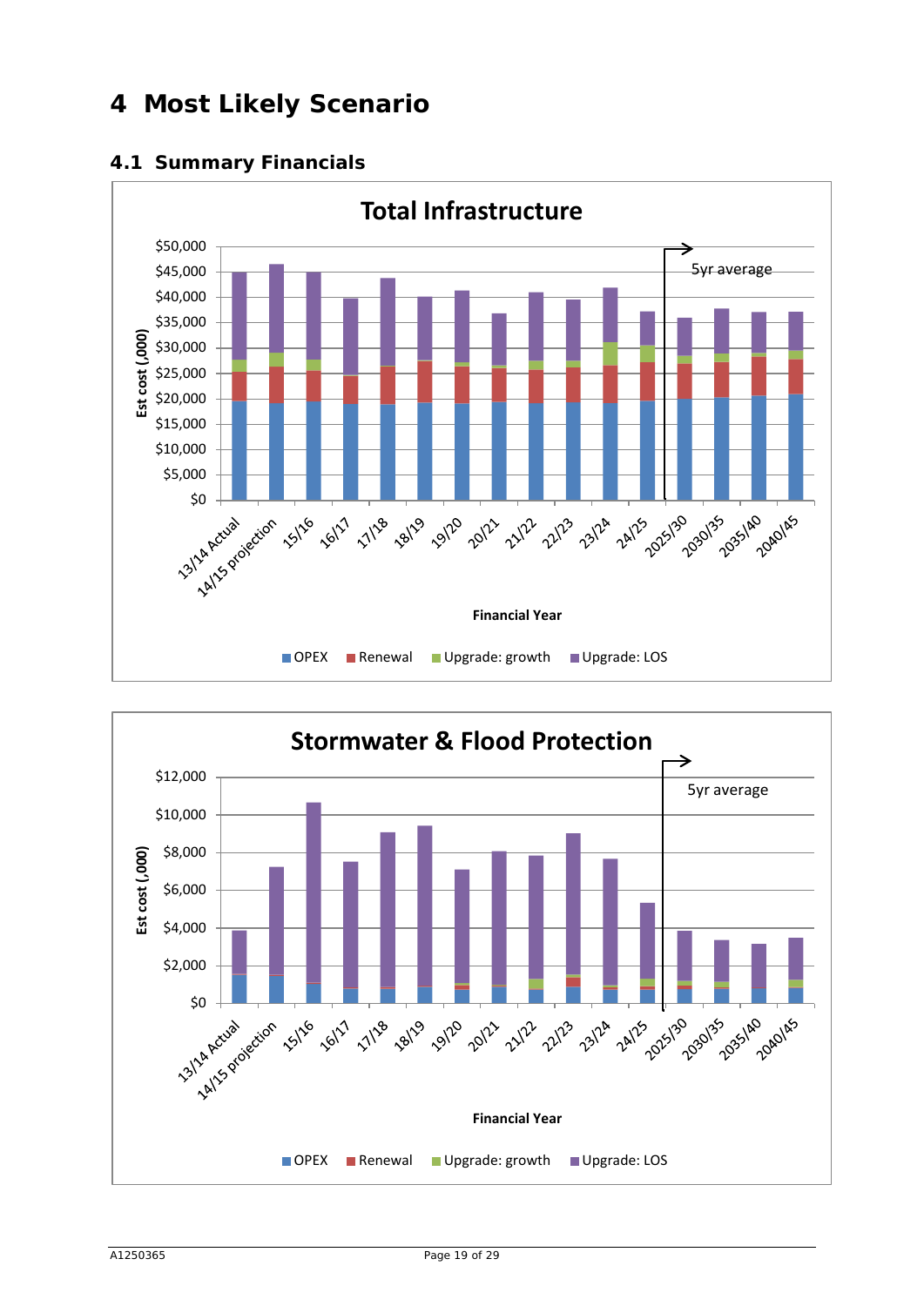# 4 Most Likely Scenario

## 4.1 Summary Financials

**Total Infrastructure**

$50,000
$45,000
$40,000
$35,000
$30,000
$25,000
$20,000
$15,000
$10,000
$5,000
$0

Est cost (,000)

5yr average

13/14 Actual, 14/15 projection, 15/16, 16/17, 17/18, 18/19, 19/20, 20/21, 21/22, 22/23, 23/24, 24/25, 2025/30, 2030/35, 2035/40, 2040/45

Financial Year

OPEX, Renewal, Upgrade: growth, Upgrade: LOS

**Stormwater & Flood Protection**

$12,000
$10,000
$8,000
$6,000
$4,000
$2,000
$0

Est cost (,000)

5yr average

13/14 Actual, 14/15 projection, 15/16, 16/17, 17/18, 18/19, 19/20, 20/21, 21/22, 22/23, 23/24, 24/25, 2025/30, 2030/35, 2035/40, 2040/45

Financial Year

OPEX, Renewal, Upgrade: growth, Upgrade: LOS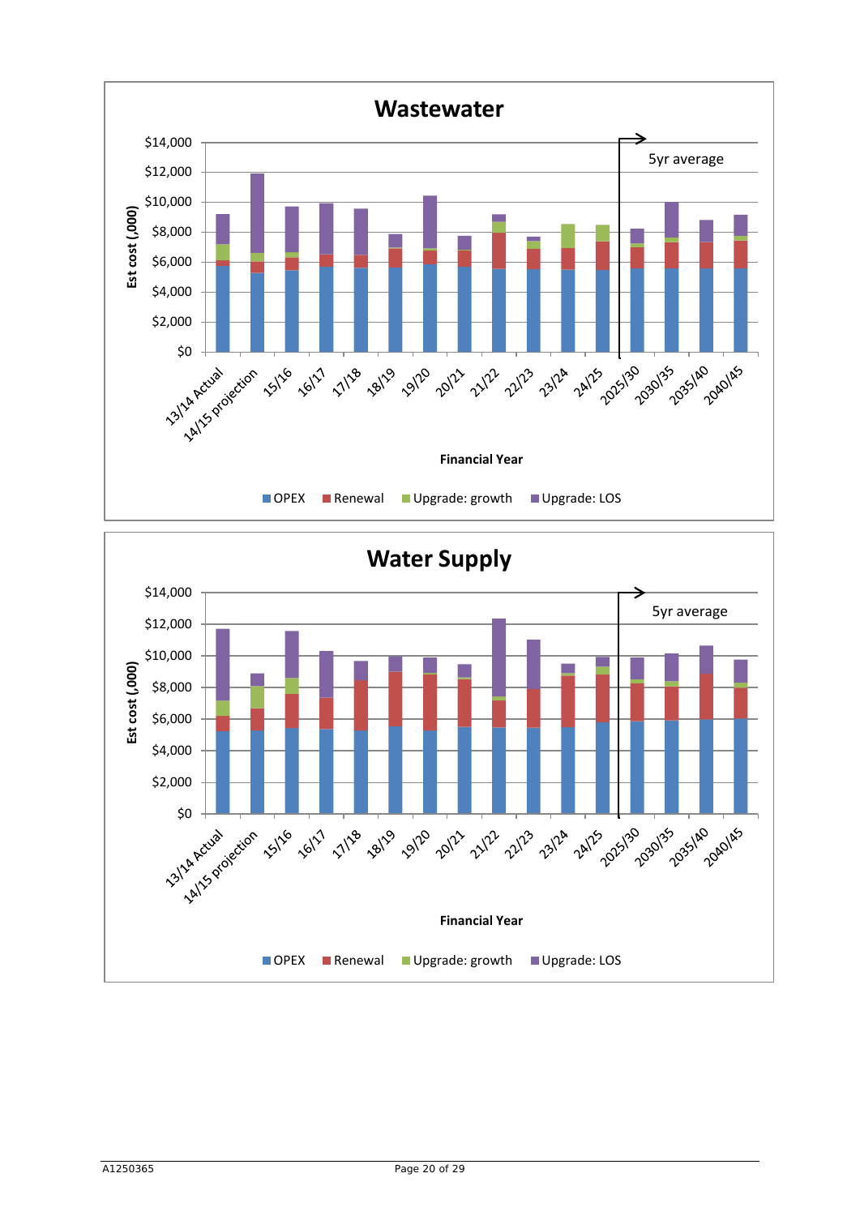## Wastewater

Est cost (,000)

$14,000
$12,000
$10,000
$8,000
$6,000
$4,000
$2,000
$0

5yr average

13/14 Actual, 14/15 projection, 15/16, 16/17, 17/18, 18/19, 19/20, 20/21, 21/22, 22/23, 23/24, 24/25, 2025/30, 2030/35, 2035/40, 2040/45

Financial Year

OPEX | Renewal | Upgrade: growth | Upgrade: LOS

## Water Supply

Est cost (,000)

$14,000
$12,000
$10,000
$8,000
$6,000
$4,000
$2,000
$0

5yr average

13/14 Actual, 14/15 projection, 15/16, 16/17, 17/18, 18/19, 19/20, 20/21, 21/22, 22/23, 23/24, 24/25, 2025/30, 2030/35, 2035/40, 2040/45

Financial Year

OPEX | Renewal | Upgrade: growth | Upgrade: LOS

A1250365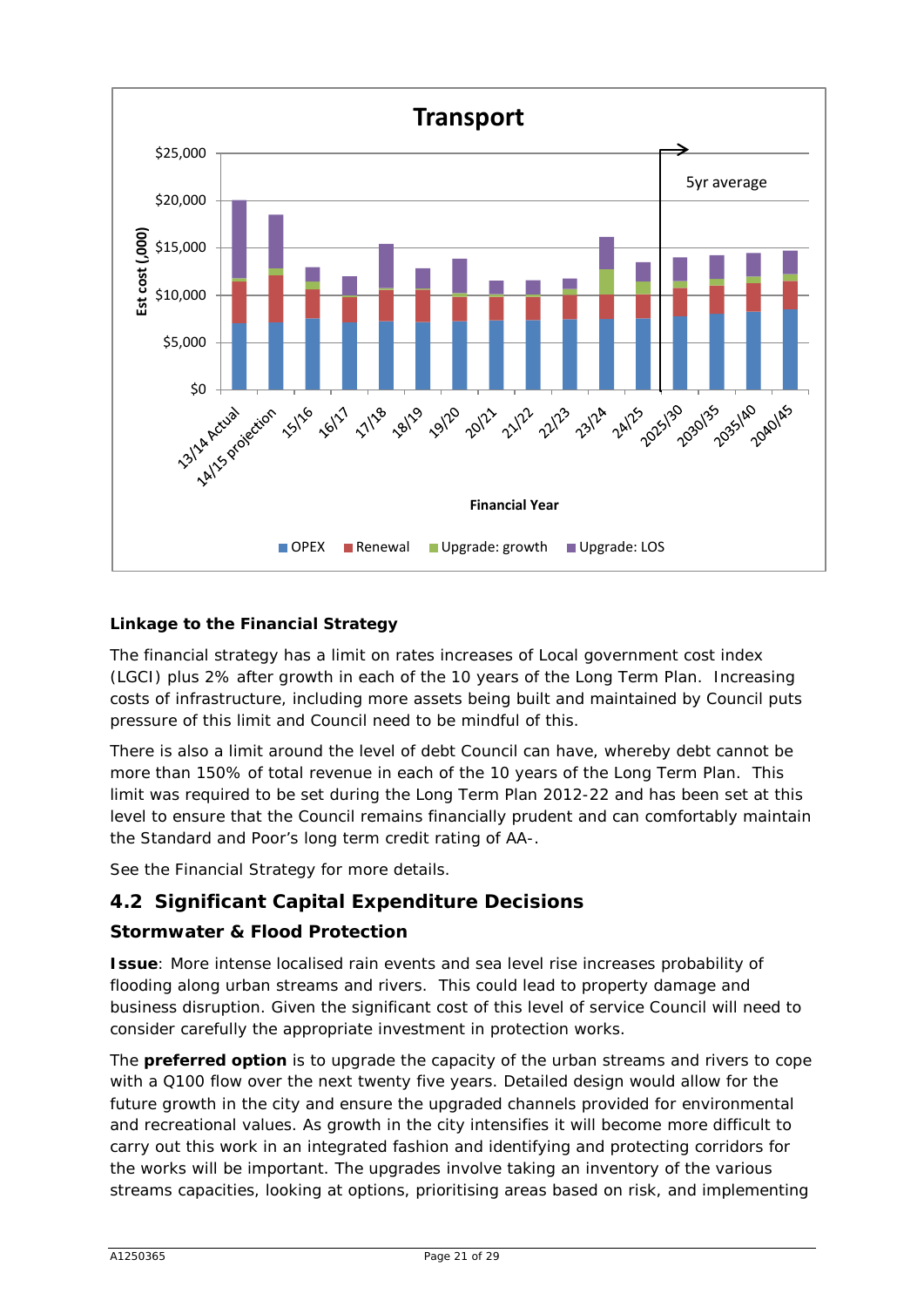**Linkage to the Financial Strategy**

The financial strategy has a limit on rates increases of Local government cost index (LGCI) plus 2% after growth in each of the 10 years of the Long Term Plan. Increasing costs of infrastructure, including more assets being built and maintained by Council puts pressure of this limit and Council need to be mindful of this.

There is also a limit around the level of debt Council can have, whereby debt cannot be more than 150% of total revenue in each of the 10 years of the Long Term Plan. This limit was required to be set during the Long Term Plan 2012-22 and has been set at this level to ensure that the Council remains financially prudent and can comfortably maintain the Standard and Poor's long term credit rating of AA-.

See the Financial Strategy for more details.

## 4.2 Significant Capital Expenditure Decisions

### Stormwater & Flood Protection

**Issue**: More intense localised rain events and sea level rise increases probability of flooding along urban streams and rivers. This could lead to property damage and business disruption. Given the significant cost of this level of service Council will need to consider carefully the appropriate investment in protection works.

The **preferred option** is to upgrade the capacity of the urban streams and rivers to cope with a Q100 flow over the next twenty five years. Detailed design would allow for the future growth in the city and ensure the upgraded channels provided for environmental and recreational values. As growth in the city intensifies it will become more difficult to carry out this work in an integrated fashion and identifying and protecting corridors for the works will be important. The upgrades involve taking an inventory of the various streams capacities, looking at options, prioritising areas based on risk, and implementing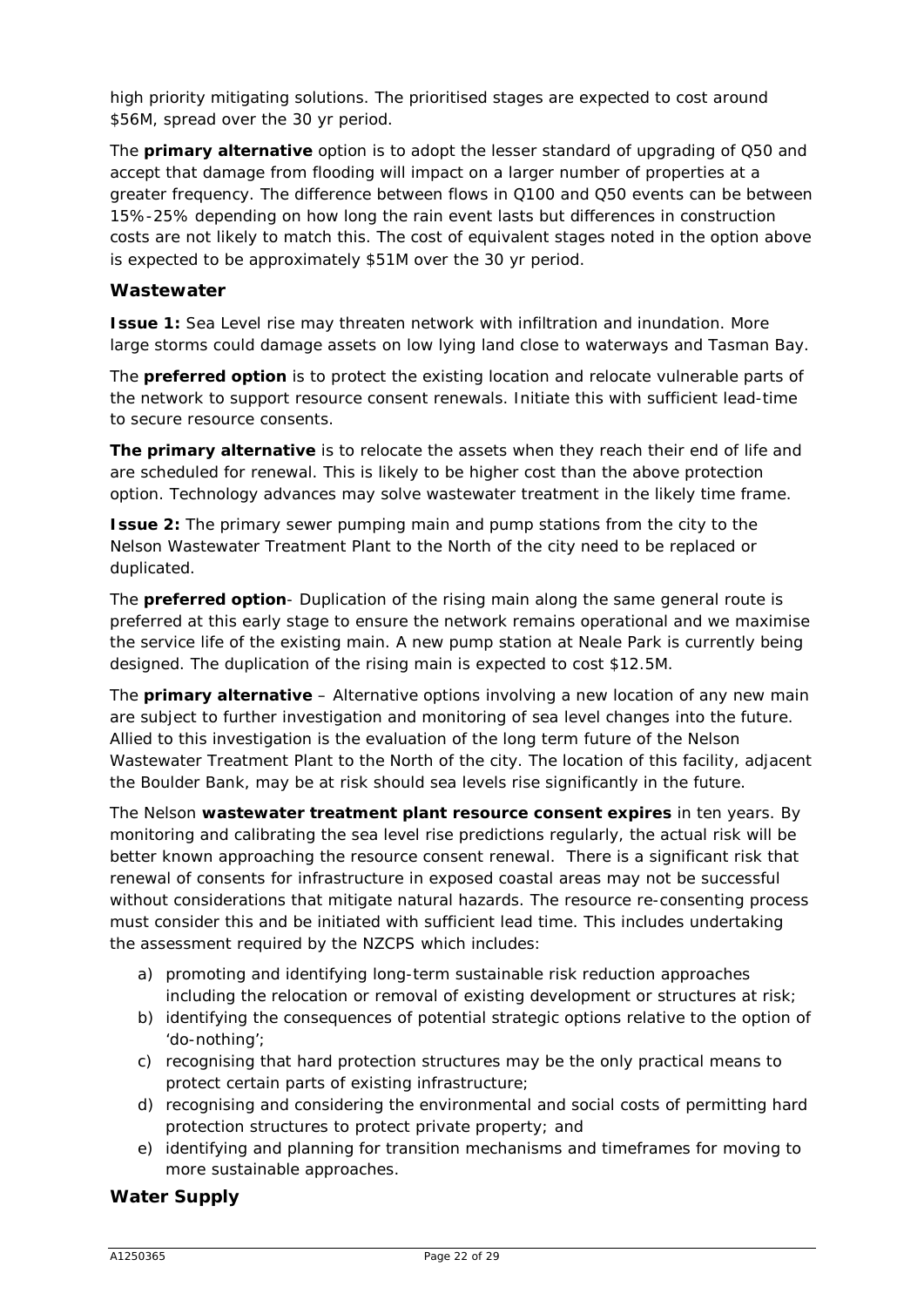high priority mitigating solutions. The prioritised stages are expected to cost around $56M, spread over the 30 yr period.

The **primary alternative** option is to adopt the lesser standard of upgrading of Q50 and accept that damage from flooding will impact on a larger number of properties at a greater frequency. The difference between flows in Q100 and Q50 events can be between 15%-25% depending on how long the rain event lasts but differences in construction costs are not likely to match this. The cost of equivalent stages noted in the option above is expected to be approximately $51M over the 30 yr period.

## Wastewater

**Issue 1:** Sea Level rise may threaten network with infiltration and inundation. More large storms could damage assets on low lying land close to waterways and Tasman Bay.

The **preferred option** is to protect the existing location and relocate vulnerable parts of the network to support resource consent renewals. Initiate this with sufficient lead-time to secure resource consents.

**The primary alternative** is to relocate the assets when they reach their end of life and are scheduled for renewal. This is likely to be higher cost than the above protection option. Technology advances may solve wastewater treatment in the likely time frame.

**Issue 2:** The primary sewer pumping main and pump stations from the city to the Nelson Wastewater Treatment Plant to the North of the city need to be replaced or duplicated.

The **preferred option**- Duplication of the rising main along the same general route is preferred at this early stage to ensure the network remains operational and we maximise the service life of the existing main. A new pump station at Neale Park is currently being designed. The duplication of the rising main is expected to cost $12.5M.

The **primary alternative** – Alternative options involving a new location of any new main are subject to further investigation and monitoring of sea level changes into the future. Allied to this investigation is the evaluation of the long term future of the Nelson Wastewater Treatment Plant to the North of the city. The location of this facility, adjacent the Boulder Bank, may be at risk should sea levels rise significantly in the future.

The Nelson **wastewater treatment plant resource consent expires** in ten years. By monitoring and calibrating the sea level rise predictions regularly, the actual risk will be better known approaching the resource consent renewal. There is a significant risk that renewal of consents for infrastructure in exposed coastal areas may not be successful without considerations that mitigate natural hazards. The resource re-consenting process must consider this and be initiated with sufficient lead time. This includes undertaking the assessment required by the NZCPS which includes:

a) promoting and identifying long-term sustainable risk reduction approaches including the relocation or removal of existing development or structures at risk;
b) identifying the consequences of potential strategic options relative to the option of 'do-nothing';
c) recognising that hard protection structures may be the only practical means to protect certain parts of existing infrastructure;
d) recognising and considering the environmental and social costs of permitting hard protection structures to protect private property; and
e) identifying and planning for transition mechanisms and timeframes for moving to more sustainable approaches.

## Water Supply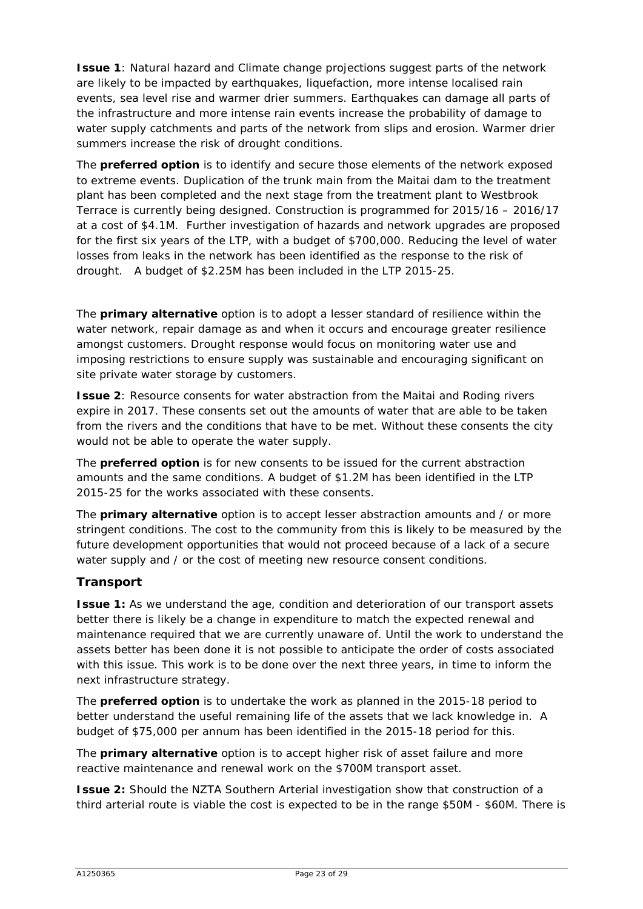**Issue 1**: Natural hazard and Climate change projections suggest parts of the network are likely to be impacted by earthquakes, liquefaction, more intense localised rain events, sea level rise and warmer drier summers. Earthquakes can damage all parts of the infrastructure and more intense rain events increase the probability of damage to water supply catchments and parts of the network from slips and erosion. Warmer drier summers increase the risk of drought conditions.

The **preferred option** is to identify and secure those elements of the network exposed to extreme events. Duplication of the trunk main from the Maitai dam to the treatment plant has been completed and the next stage from the treatment plant to Westbrook Terrace is currently being designed. Construction is programmed for 2015/16 – 2016/17 at a cost of $4.1M. Further investigation of hazards and network upgrades are proposed for the first six years of the LTP, with a budget of $700,000. Reducing the level of water losses from leaks in the network has been identified as the response to the risk of drought. A budget of $2.25M has been included in the LTP 2015-25.

The **primary alternative** option is to adopt a lesser standard of resilience within the water network, repair damage as and when it occurs and encourage greater resilience amongst customers. Drought response would focus on monitoring water use and imposing restrictions to ensure supply was sustainable and encouraging significant on site private water storage by customers.

**Issue 2**: Resource consents for water abstraction from the Maitai and Roding rivers expire in 2017. These consents set out the amounts of water that are able to be taken from the rivers and the conditions that have to be met. Without these consents the city would not be able to operate the water supply.

The **preferred option** is for new consents to be issued for the current abstraction amounts and the same conditions. A budget of $1.2M has been identified in the LTP 2015-25 for the works associated with these consents.

The **primary alternative** option is to accept lesser abstraction amounts and / or more stringent conditions. The cost to the community from this is likely to be measured by the future development opportunities that would not proceed because of a lack of a secure water supply and / or the cost of meeting new resource consent conditions.

## Transport

**Issue 1:** As we understand the age, condition and deterioration of our transport assets better there is likely be a change in expenditure to match the expected renewal and maintenance required that we are currently unaware of. Until the work to understand the assets better has been done it is not possible to anticipate the order of costs associated with this issue. This work is to be done over the next three years, in time to inform the next infrastructure strategy.

The **preferred option** is to undertake the work as planned in the 2015-18 period to better understand the useful remaining life of the assets that we lack knowledge in. A budget of $75,000 per annum has been identified in the 2015-18 period for this.

The **primary alternative** option is to accept higher risk of asset failure and more reactive maintenance and renewal work on the $700M transport asset.

**Issue 2:** Should the NZTA Southern Arterial investigation show that construction of a third arterial route is viable the cost is expected to be in the range $50M - $60M. There is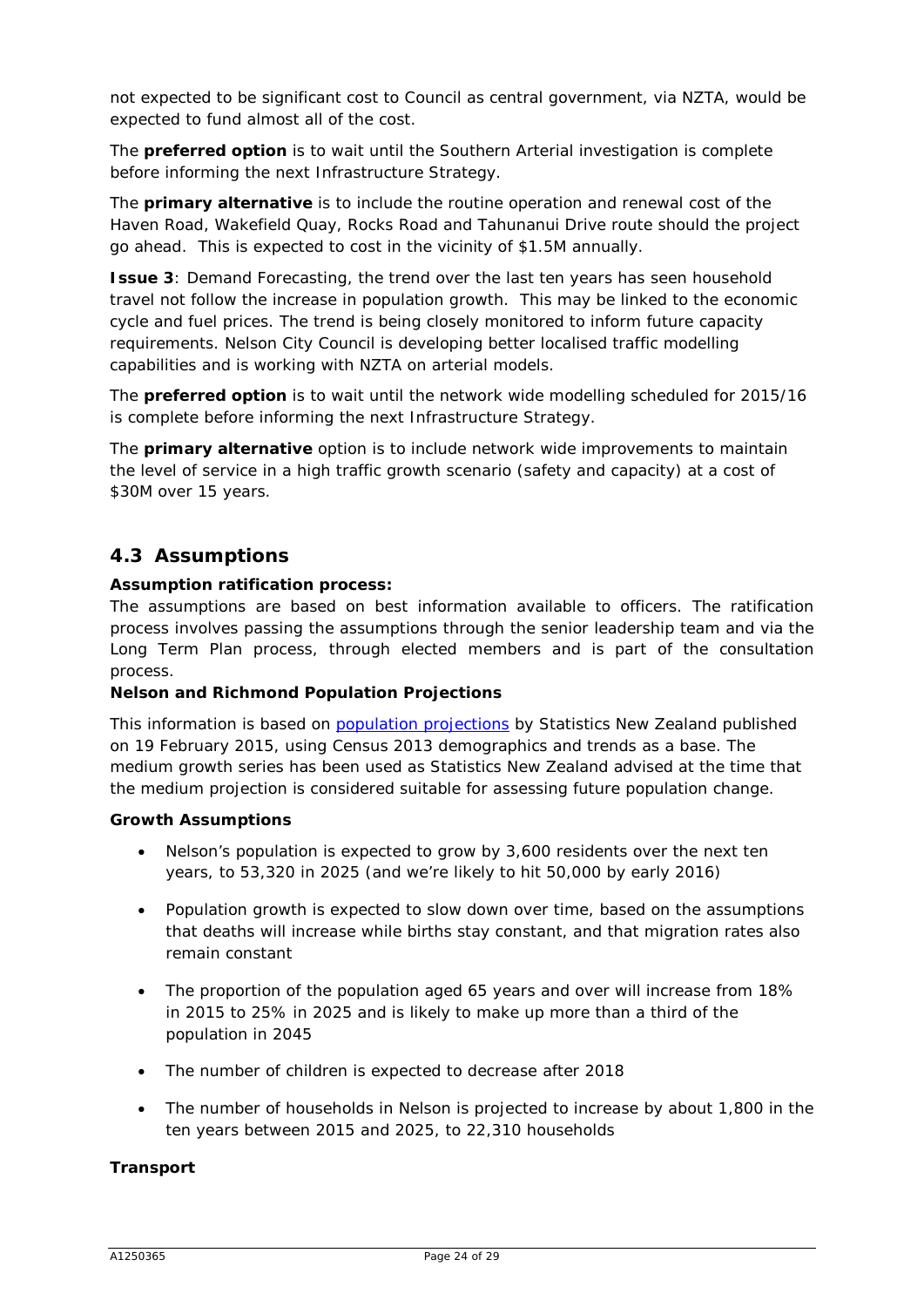not expected to be significant cost to Council as central government, via NZTA, would be expected to fund almost all of the cost.

The **preferred option** is to wait until the Southern Arterial investigation is complete before informing the next Infrastructure Strategy.

The **primary alternative** is to include the routine operation and renewal cost of the Haven Road, Wakefield Quay, Rocks Road and Tahunanui Drive route should the project go ahead. This is expected to cost in the vicinity of $1.5M annually.

**Issue 3**: Demand Forecasting, the trend over the last ten years has seen household travel not follow the increase in population growth. This may be linked to the economic cycle and fuel prices. The trend is being closely monitored to inform future capacity requirements. Nelson City Council is developing better localised traffic modelling capabilities and is working with NZTA on arterial models.

The **preferred option** is to wait until the network wide modelling scheduled for 2015/16 is complete before informing the next Infrastructure Strategy.

The **primary alternative** option is to include network wide improvements to maintain the level of service in a high traffic growth scenario (safety and capacity) at a cost of $30M over 15 years.

## 4.3 Assumptions

**Assumption ratification process:**
The assumptions are based on best information available to officers. The ratification process involves passing the assumptions through the senior leadership team and via the Long Term Plan process, through elected members and is part of the consultation process.

**Nelson and Richmond Population Projections**

This information is based on population projections by Statistics New Zealand published on 19 February 2015, using Census 2013 demographics and trends as a base. The medium growth series has been used as Statistics New Zealand advised at the time that the medium projection is considered suitable for assessing future population change.

**Growth Assumptions**

- Nelson's population is expected to grow by 3,600 residents over the next ten years, to 53,320 in 2025 (and we're likely to hit 50,000 by early 2016)
- Population growth is expected to slow down over time, based on the assumptions that deaths will increase while births stay constant, and that migration rates also remain constant
- The proportion of the population aged 65 years and over will increase from 18% in 2015 to 25% in 2025 and is likely to make up more than a third of the population in 2045
- The number of children is expected to decrease after 2018
- The number of households in Nelson is projected to increase by about 1,800 in the ten years between 2015 and 2025, to 22,310 households

**Transport**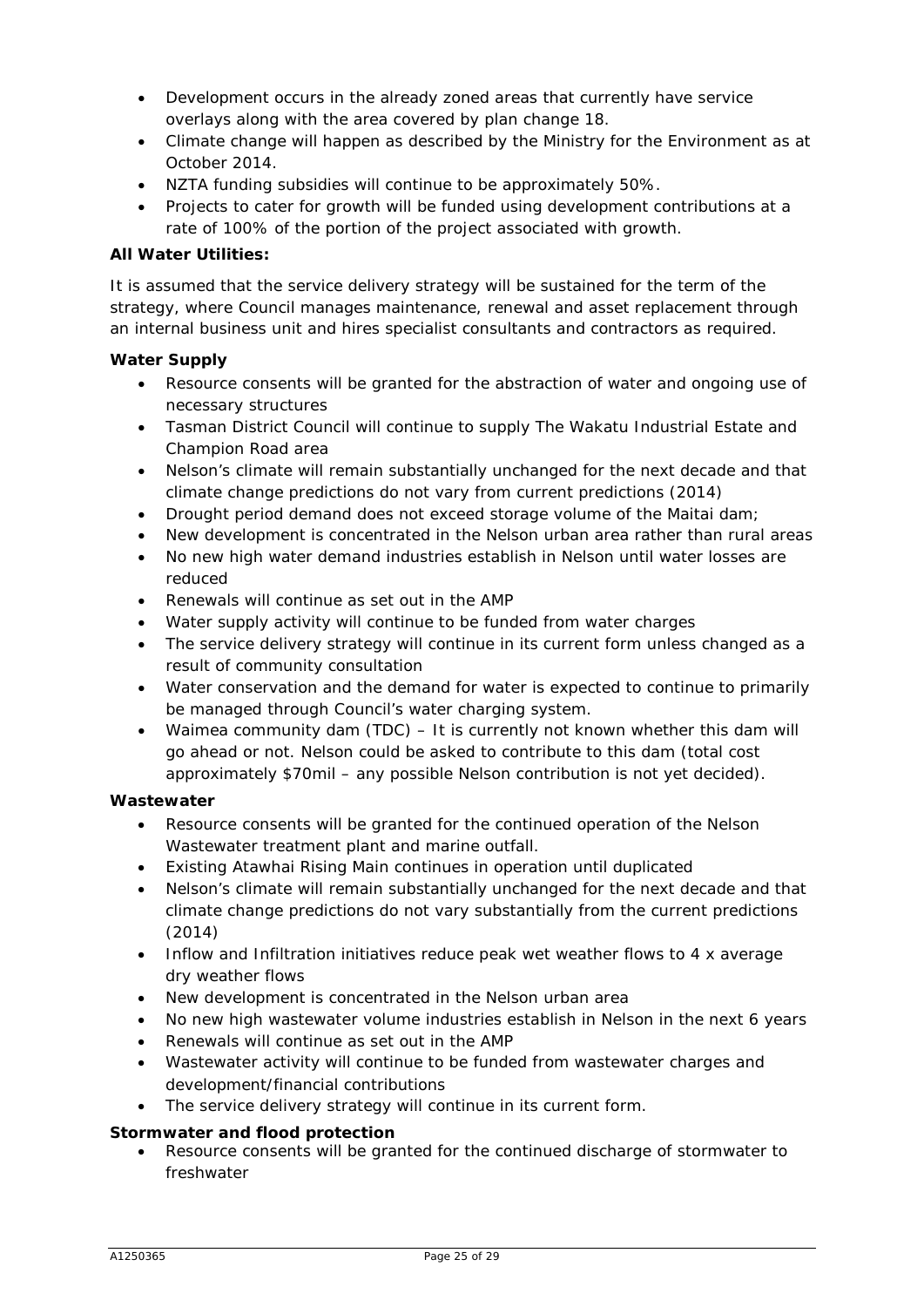- Development occurs in the already zoned areas that currently have service overlays along with the area covered by plan change 18.
- Climate change will happen as described by the Ministry for the Environment as at October 2014.
- NZTA funding subsidies will continue to be approximately 50%.
- Projects to cater for growth will be funded using development contributions at a rate of 100% of the portion of the project associated with growth.

**All Water Utilities:**

It is assumed that the service delivery strategy will be sustained for the term of the strategy, where Council manages maintenance, renewal and asset replacement through an internal business unit and hires specialist consultants and contractors as required.

**Water Supply**

- Resource consents will be granted for the abstraction of water and ongoing use of necessary structures
- Tasman District Council will continue to supply The Wakatu Industrial Estate and Champion Road area
- Nelson's climate will remain substantially unchanged for the next decade and that climate change predictions do not vary from current predictions (2014)
- Drought period demand does not exceed storage volume of the Maitai dam;
- New development is concentrated in the Nelson urban area rather than rural areas
- No new high water demand industries establish in Nelson until water losses are reduced
- Renewals will continue as set out in the AMP
- Water supply activity will continue to be funded from water charges
- The service delivery strategy will continue in its current form unless changed as a result of community consultation
- Water conservation and the demand for water is expected to continue to primarily be managed through Council's water charging system.
- Waimea community dam (TDC) – It is currently not known whether this dam will go ahead or not. Nelson could be asked to contribute to this dam (total cost approximately $70mil – any possible Nelson contribution is not yet decided).

**Wastewater**

- Resource consents will be granted for the continued operation of the Nelson Wastewater treatment plant and marine outfall.
- Existing Atawhai Rising Main continues in operation until duplicated
- Nelson's climate will remain substantially unchanged for the next decade and that climate change predictions do not vary substantially from the current predictions (2014)
- Inflow and Infiltration initiatives reduce peak wet weather flows to 4 x average dry weather flows
- New development is concentrated in the Nelson urban area
- No new high wastewater volume industries establish in Nelson in the next 6 years
- Renewals will continue as set out in the AMP
- Wastewater activity will continue to be funded from wastewater charges and development/financial contributions
- The service delivery strategy will continue in its current form.

**Stormwater and flood protection**

- Resource consents will be granted for the continued discharge of stormwater to freshwater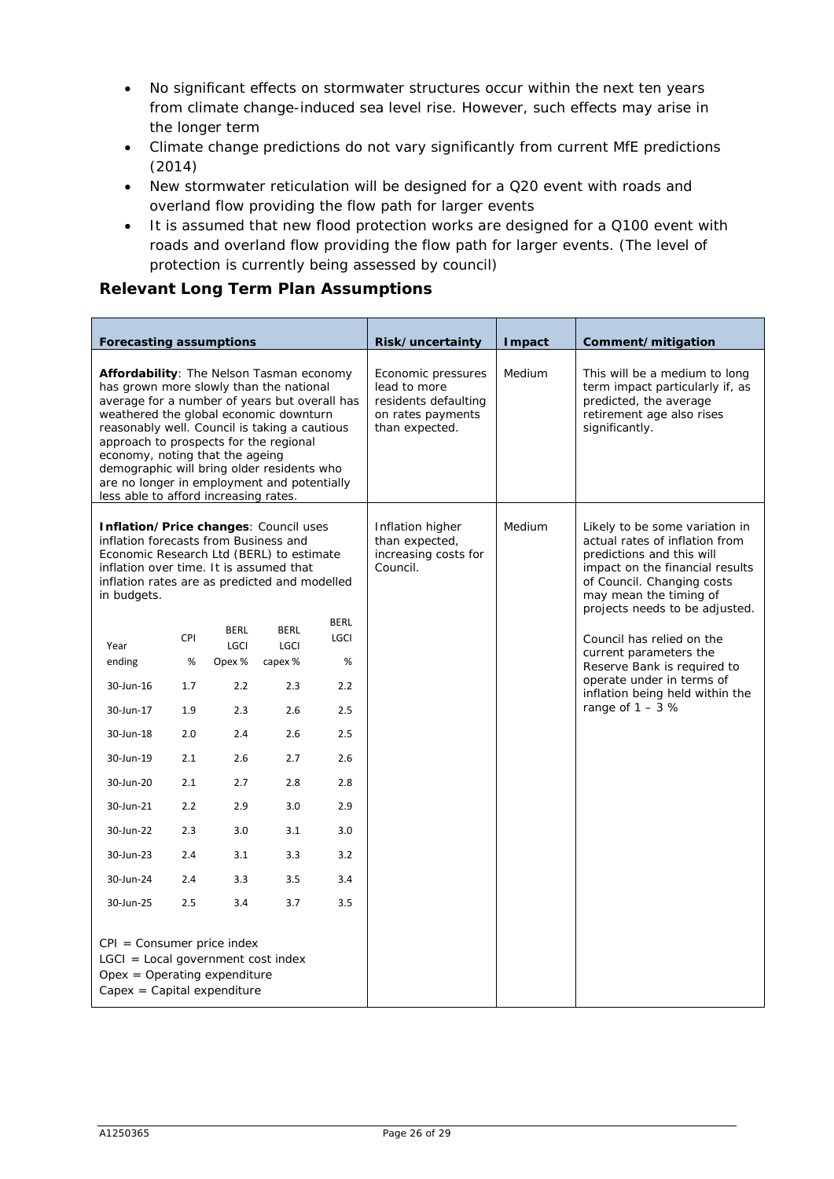- No significant effects on stormwater structures occur within the next ten years from climate change-induced sea level rise. However, such effects may arise in the longer term
- Climate change predictions do not vary significantly from current MfE predictions (2014)
- New stormwater reticulation will be designed for a Q20 event with roads and overland flow providing the flow path for larger events
- It is assumed that new flood protection works are designed for a Q100 event with roads and overland flow providing the flow path for larger events. (The level of protection is currently being assessed by council)

## Relevant Long Term Plan Assumptions

| Forecasting assumptions | Risk/uncertainty | Impact | Comment/mitigation |
|---|---|---|---|
| **Affordability**: The Nelson Tasman economy has grown more slowly than the national average for a number of years but overall has weathered the global economic downturn reasonably well. Council is taking a cautious approach to prospects for the regional economy, noting that the ageing demographic will bring older residents who are no longer in employment and potentially less able to afford increasing rates. | Economic pressures lead to more residents defaulting on rates payments than expected. | Medium | This will be a medium to long term impact particularly if, as predicted, the average retirement age also rises significantly. |
| **Inflation/Price changes**: Council uses inflation forecasts from Business and Economic Research Ltd (BERL) to estimate inflation over time. It is assumed that inflation rates are as predicted and modelled in budgets.<br><br>(see inflation table below)<br><br>CPI = Consumer price index<br>LGCI = Local government cost index<br>Opex = Operating expenditure<br>Capex = Capital expenditure | Inflation higher than expected, increasing costs for Council. | Medium | Likely to be some variation in actual rates of inflation from predictions and this will impact on the financial results of Council. Changing costs may mean the timing of projects needs to be adjusted.<br><br>Council has relied on the current parameters the Reserve Bank is required to operate under in terms of inflation being held within the range of 1 – 3 % |

| Year ending | CPI % | BERL LGCI Opex % | BERL LGCI capex % | BERL LGCI % |
|---|---|---|---|---|
| 30-Jun-16 | 1.7 | 2.2 | 2.3 | 2.2 |
| 30-Jun-17 | 1.9 | 2.3 | 2.6 | 2.5 |
| 30-Jun-18 | 2.0 | 2.4 | 2.6 | 2.5 |
| 30-Jun-19 | 2.1 | 2.6 | 2.7 | 2.6 |
| 30-Jun-20 | 2.1 | 2.7 | 2.8 | 2.8 |
| 30-Jun-21 | 2.2 | 2.9 | 3.0 | 2.9 |
| 30-Jun-22 | 2.3 | 3.0 | 3.1 | 3.0 |
| 30-Jun-23 | 2.4 | 3.1 | 3.3 | 3.2 |
| 30-Jun-24 | 2.4 | 3.3 | 3.5 | 3.4 |
| 30-Jun-25 | 2.5 | 3.4 | 3.7 | 3.5 |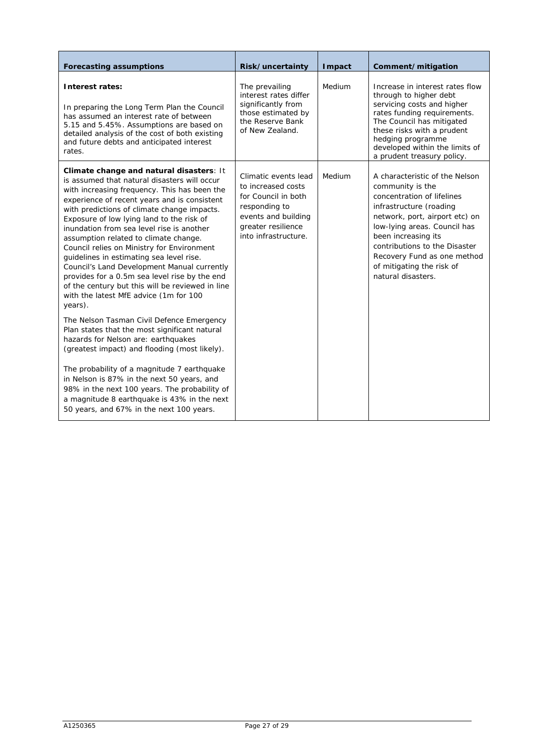| Forecasting assumptions | Risk/uncertainty | Impact | Comment/mitigation |
|---|---|---|---|
| **Interest rates:**<br><br>In preparing the Long Term Plan the Council has assumed an interest rate of between 5.15 and 5.45%. Assumptions are based on detailed analysis of the cost of both existing and future debts and anticipated interest rates. | The prevailing interest rates differ significantly from those estimated by the Reserve Bank of New Zealand. | Medium | Increase in interest rates flow through to higher debt servicing costs and higher rates funding requirements. The Council has mitigated these risks with a prudent hedging programme developed within the limits of a prudent treasury policy. |
| **Climate change and natural disasters**: It is assumed that natural disasters will occur with increasing frequency. This has been the experience of recent years and is consistent with predictions of climate change impacts. Exposure of low lying land to the risk of inundation from sea level rise is another assumption related to climate change. Council relies on Ministry for Environment guidelines in estimating sea level rise. Council's Land Development Manual currently provides for a 0.5m sea level rise by the end of the century but this will be reviewed in line with the latest MfE advice (1m for 100 years).<br><br>The Nelson Tasman Civil Defence Emergency Plan states that the most significant natural hazards for Nelson are: earthquakes (greatest impact) and flooding (most likely).<br><br>The probability of a magnitude 7 earthquake in Nelson is 87% in the next 50 years, and 98% in the next 100 years. The probability of a magnitude 8 earthquake is 43% in the next 50 years, and 67% in the next 100 years. | Climatic events lead to increased costs for Council in both responding to events and building greater resilience into infrastructure. | Medium | A characteristic of the Nelson community is the concentration of lifelines infrastructure (roading network, port, airport etc) on low-lying areas. Council has been increasing its contributions to the Disaster Recovery Fund as one method of mitigating the risk of natural disasters. |

A1250365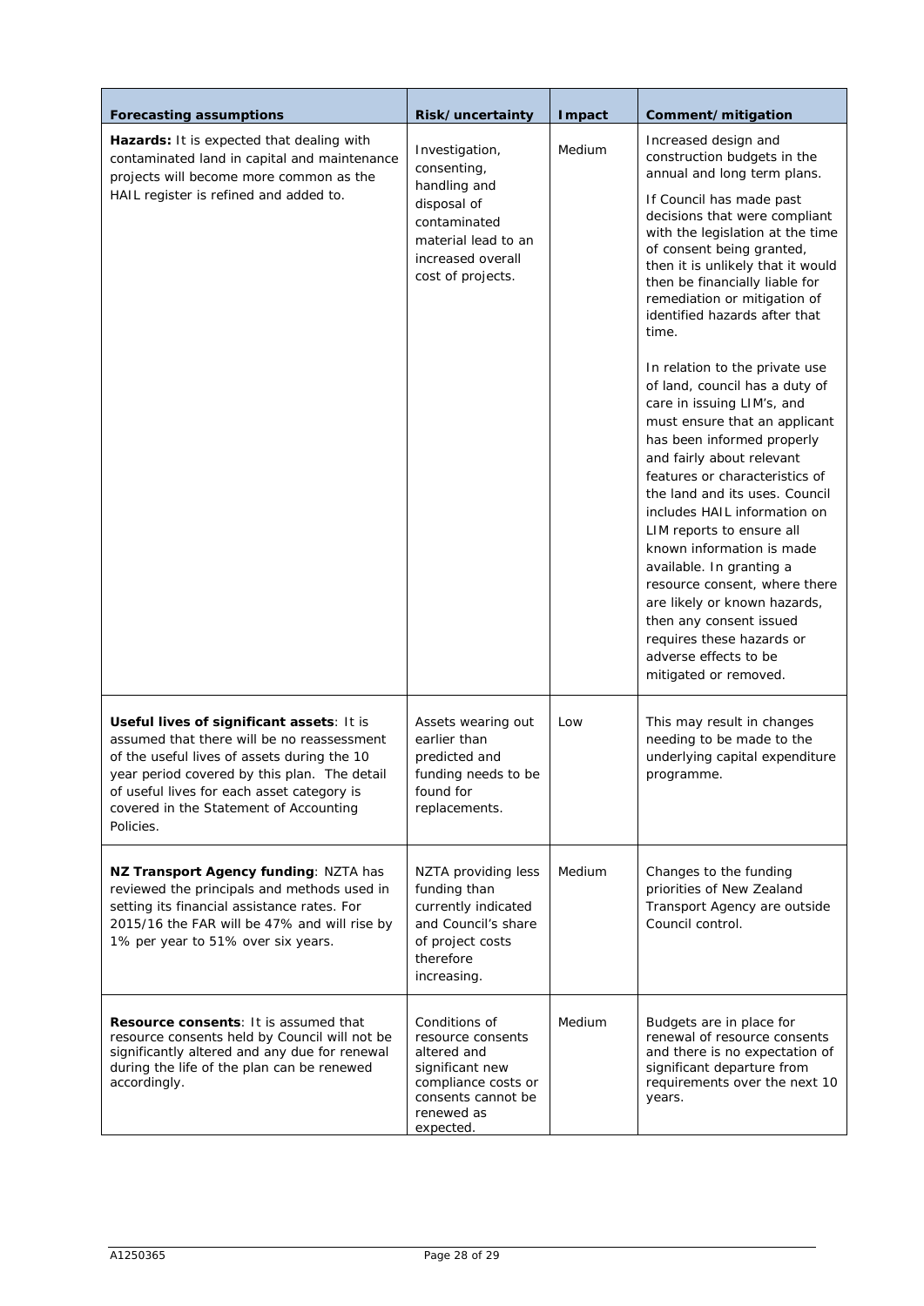| Forecasting assumptions | Risk/uncertainty | Impact | Comment/mitigation |
|---|---|---|---|
| **Hazards:** It is expected that dealing with contaminated land in capital and maintenance projects will become more common as the HAIL register is refined and added to. | Investigation, consenting, handling and disposal of contaminated material lead to an increased overall cost of projects. | Medium | Increased design and construction budgets in the annual and long term plans.<br><br>If Council has made past decisions that were compliant with the legislation at the time of consent being granted, then it is unlikely that it would then be financially liable for remediation or mitigation of identified hazards after that time.<br><br>In relation to the private use of land, council has a duty of care in issuing LIM's, and must ensure that an applicant has been informed properly and fairly about relevant features or characteristics of the land and its uses. Council includes HAIL information on LIM reports to ensure all known information is made available. In granting a resource consent, where there are likely or known hazards, then any consent issued requires these hazards or adverse effects to be mitigated or removed. |
| **Useful lives of significant assets**: It is assumed that there will be no reassessment of the useful lives of assets during the 10 year period covered by this plan. The detail of useful lives for each asset category is covered in the Statement of Accounting Policies. | Assets wearing out earlier than predicted and funding needs to be found for replacements. | Low | This may result in changes needing to be made to the underlying capital expenditure programme. |
| **NZ Transport Agency funding**: NZTA has reviewed the principals and methods used in setting its financial assistance rates. For 2015/16 the FAR will be 47% and will rise by 1% per year to 51% over six years. | NZTA providing less funding than currently indicated and Council's share of project costs therefore increasing. | Medium | Changes to the funding priorities of New Zealand Transport Agency are outside Council control. |
| **Resource consents**: It is assumed that resource consents held by Council will not be significantly altered and any due for renewal during the life of the plan can be renewed accordingly. | Conditions of resource consents altered and significant new compliance costs or consents cannot be renewed as expected. | Medium | Budgets are in place for renewal of resource consents and there is no expectation of significant departure from requirements over the next 10 years. |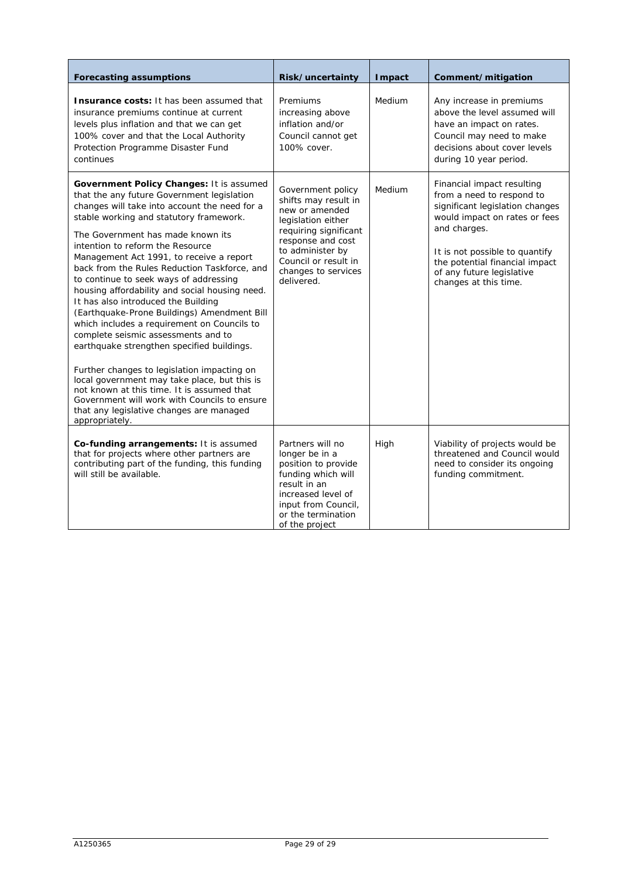| **Forecasting assumptions** | **Risk/uncertainty** | **Impact** | **Comment/mitigation** |
|---|---|---|---|
| **Insurance costs:** It has been assumed that insurance premiums continue at current levels plus inflation and that we can get 100% cover and that the Local Authority Protection Programme Disaster Fund continues | Premiums increasing above inflation and/or Council cannot get 100% cover. | Medium | Any increase in premiums above the level assumed will have an impact on rates. Council may need to make decisions about cover levels during 10 year period. |
| **Government Policy Changes:** It is assumed that the any future Government legislation changes will take into account the need for a stable working and statutory framework.<br><br>The Government has made known its intention to reform the Resource Management Act 1991, to receive a report back from the Rules Reduction Taskforce, and to continue to seek ways of addressing housing affordability and social housing need. It has also introduced the Building (Earthquake-Prone Buildings) Amendment Bill which includes a requirement on Councils to complete seismic assessments and to earthquake strengthen specified buildings.<br><br>Further changes to legislation impacting on local government may take place, but this is not known at this time. It is assumed that Government will work with Councils to ensure that any legislative changes are managed appropriately. | Government policy shifts may result in new or amended legislation either requiring significant response and cost to administer by Council or result in changes to services delivered. | Medium | Financial impact resulting from a need to respond to significant legislation changes would impact on rates or fees and charges.<br><br>It is not possible to quantify the potential financial impact of any future legislative changes at this time. |
| **Co-funding arrangements:** It is assumed that for projects where other partners are contributing part of the funding, this funding will still be available. | Partners will no longer be in a position to provide funding which will result in an increased level of input from Council, or the termination of the project | High | Viability of projects would be threatened and Council would need to consider its ongoing funding commitment. |